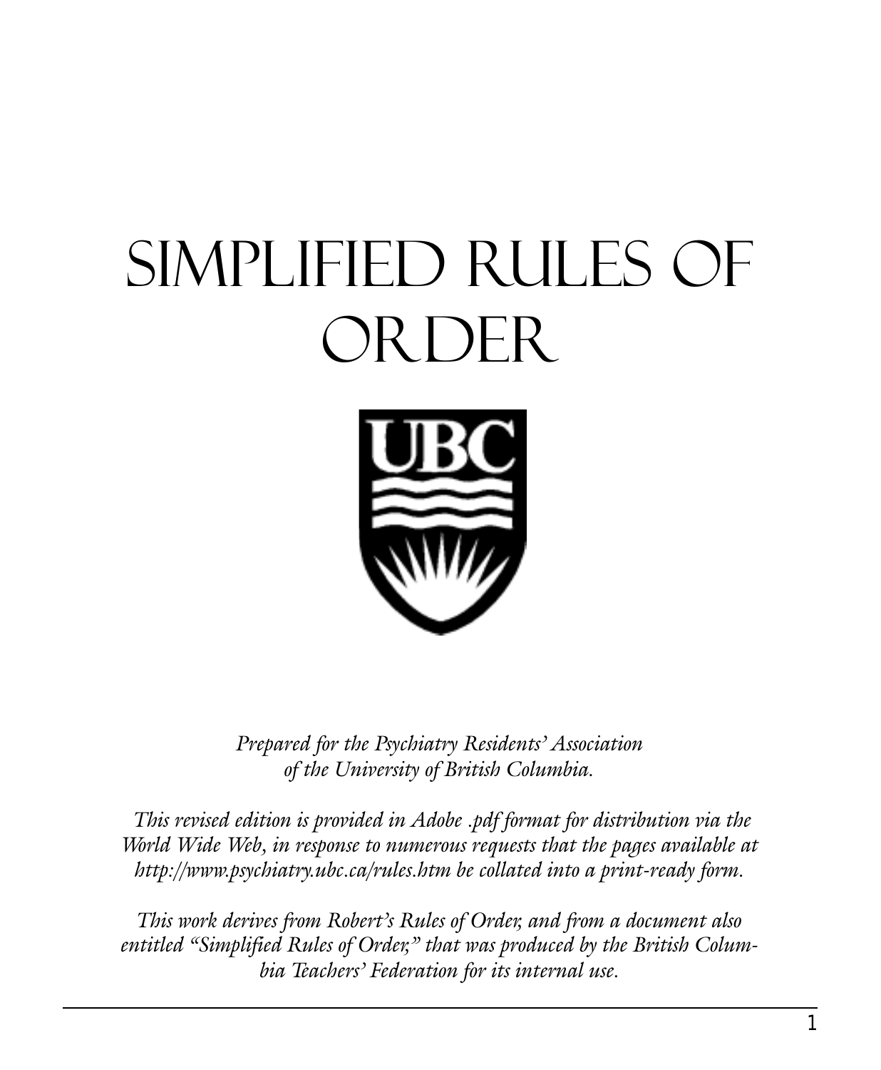# Simplified Rules of Order

*Prepared for the Psychiatry Residents' Association of the University of British Columbia.*

*This revised edition is provided in Adobe .pdf format for distribution via the World Wide Web, in response to numerous requests that the pages available at http://www.psychiatry.ubc.ca/rules.htm be collated into a print-ready form.*

*This work derives from Robert's Rules of Order, and from a document also entitled "Simplified Rules of Order," that was produced by the British Columbia Teachers' Federation for its internal use.*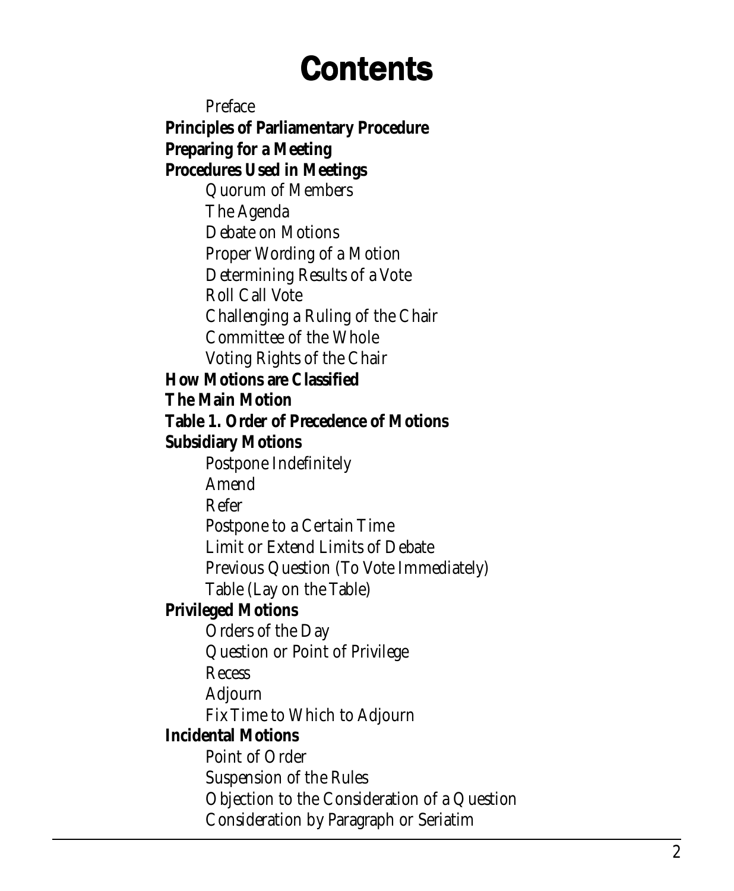# Contents

- Preface

**Principles of Parliamentary Procedure**

**Preparing for a Meeting**

**Procedures Used in Meetings**

- Quorum of Members
- The Agenda
- Debate on Motions
- Proper Wording of a Motion
- Determining Results of a Vote
- Roll Call Vote
- Challenging a Ruling of the Chair
- Committee of the Whole
- Voting Rights of the Chair

**How Motions are Classified**

**The Main Motion**

**Table 1. Order of Precedence of Motions**

**Subsidiary Motions**

- Postpone Indefinitely
- Amend
- Refer
- Postpone to a Certain Time
- Limit or Extend Limits of Debate
- Previous Question (To Vote Immediately)
- Table (Lay on the Table)

**Privileged Motions**

- Orders of the Day
- Question or Point of Privilege
- Recess
- Adjourn
- Fix Time to Which to Adjourn

**Incidental Motions**

- Point of Order
- Suspension of the Rules
- Objection to the Consideration of a Question
- Consideration by Paragraph or Seriatim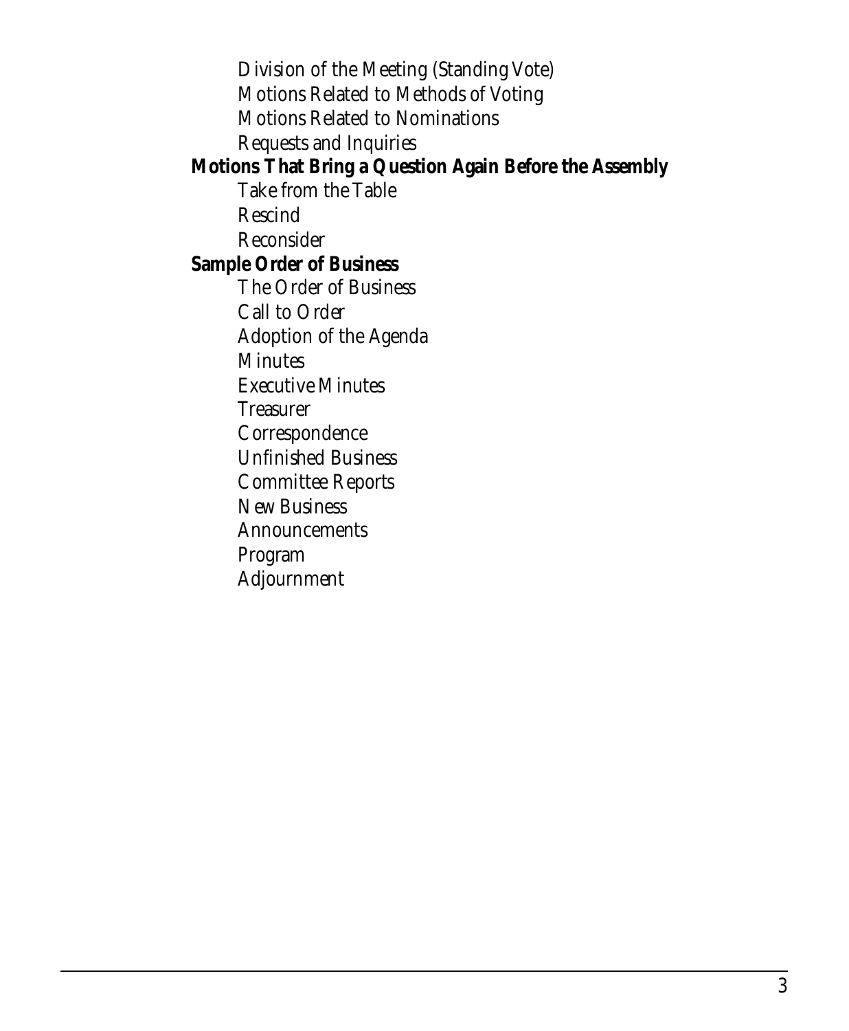Division of the Meeting (Standing Vote)
Motions Related to Methods of Voting
Motions Related to Nominations
Requests and Inquiries

**Motions That Bring a Question Again Before the Assembly**

Take from the Table
Rescind
Reconsider

**Sample Order of Business**

The Order of Business
Call to Order
Adoption of the Agenda
Minutes
Executive Minutes
Treasurer
Correspondence
Unfinished Business
Committee Reports
New Business
Announcements
Program
Adjournment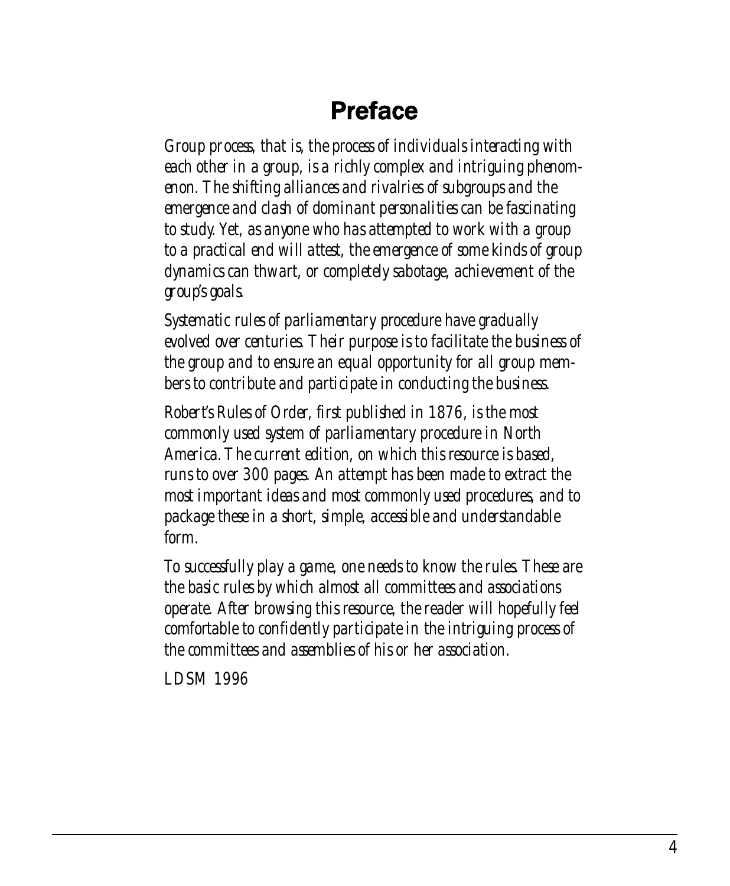# Preface

*Group process, that is, the process of individuals interacting with each other in a group, is a richly complex and intriguing phenomenon. The shifting alliances and rivalries of subgroups and the emergence and clash of dominant personalities can be fascinating to study. Yet, as anyone who has attempted to work with a group to a practical end will attest, the emergence of some kinds of group dynamics can thwart, or completely sabotage, achievement of the group's goals.*

*Systematic rules of parliamentary procedure have gradually evolved over centuries. Their purpose is to facilitate the business of the group and to ensure an equal opportunity for all group members to contribute and participate in conducting the business.*

*Robert's Rules of Order, first published in 1876, is the most commonly used system of parliamentary procedure in North America. The current edition, on which this resource is based, runs to over 300 pages. An attempt has been made to extract the most important ideas and most commonly used procedures, and to package these in a short, simple, accessible and understandable form.*

*To successfully play a game, one needs to know the rules. These are the basic rules by which almost all committees and associations operate. After browsing this resource, the reader will hopefully feel comfortable to confidently participate in the intriguing process of the committees and assemblies of his or her association.*

*LDSM 1996*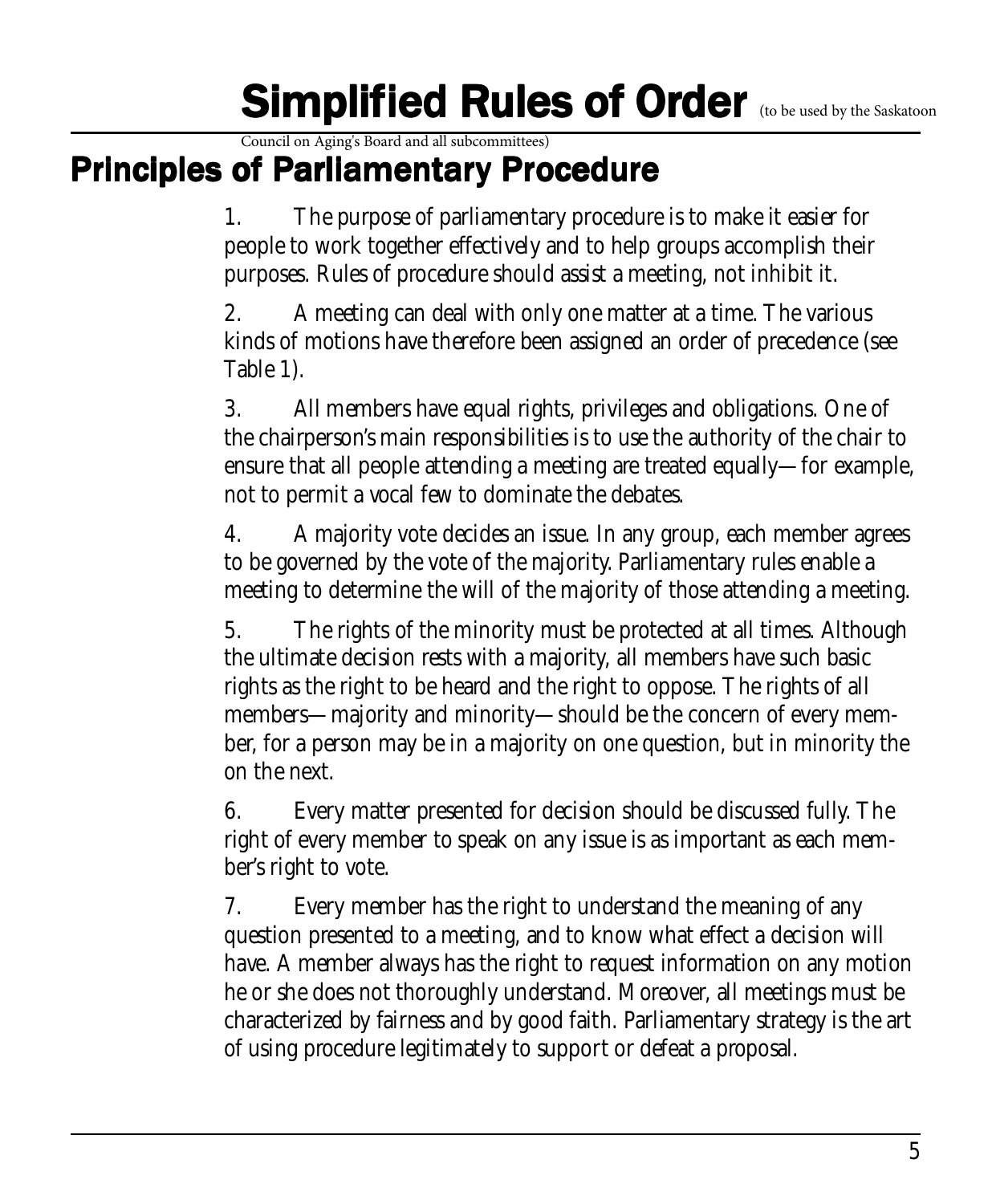# Simplified Rules of Order (to be used by the Saskatoon Council on Aging's Board and all subcommittees)

## Principles of Parliamentary Procedure

1. The purpose of parliamentary procedure is to make it easier for people to work together effectively and to help groups accomplish their purposes. Rules of procedure should assist a meeting, not inhibit it.

2. A meeting can deal with only one matter at a time. The various kinds of motions have therefore been assigned an order of precedence (see Table 1).

3. All members have equal rights, privileges and obligations. One of the chairperson's main responsibilities is to use the authority of the chair to ensure that all people attending a meeting are treated equally—for example, not to permit a vocal few to dominate the debates.

4. A majority vote decides an issue. In any group, each member agrees to be governed by the vote of the majority. Parliamentary rules enable a meeting to determine the will of the majority of those attending a meeting.

5. The rights of the minority must be protected at all times. Although the ultimate decision rests with a majority, all members have such basic rights as the right to be heard and the right to oppose. The rights of all members—majority and minority—should be the concern of every member, for a person may be in a majority on one question, but in minority the on the next.

6. Every matter presented for decision should be discussed fully. The right of every member to speak on any issue is as important as each member's right to vote.

7. Every member has the right to understand the meaning of any question presented to a meeting, and to know what effect a decision will have. A member always has the right to request information on any motion he or she does not thoroughly understand. Moreover, all meetings must be characterized by fairness and by good faith. Parliamentary strategy is the art of using procedure legitimately to support or defeat a proposal.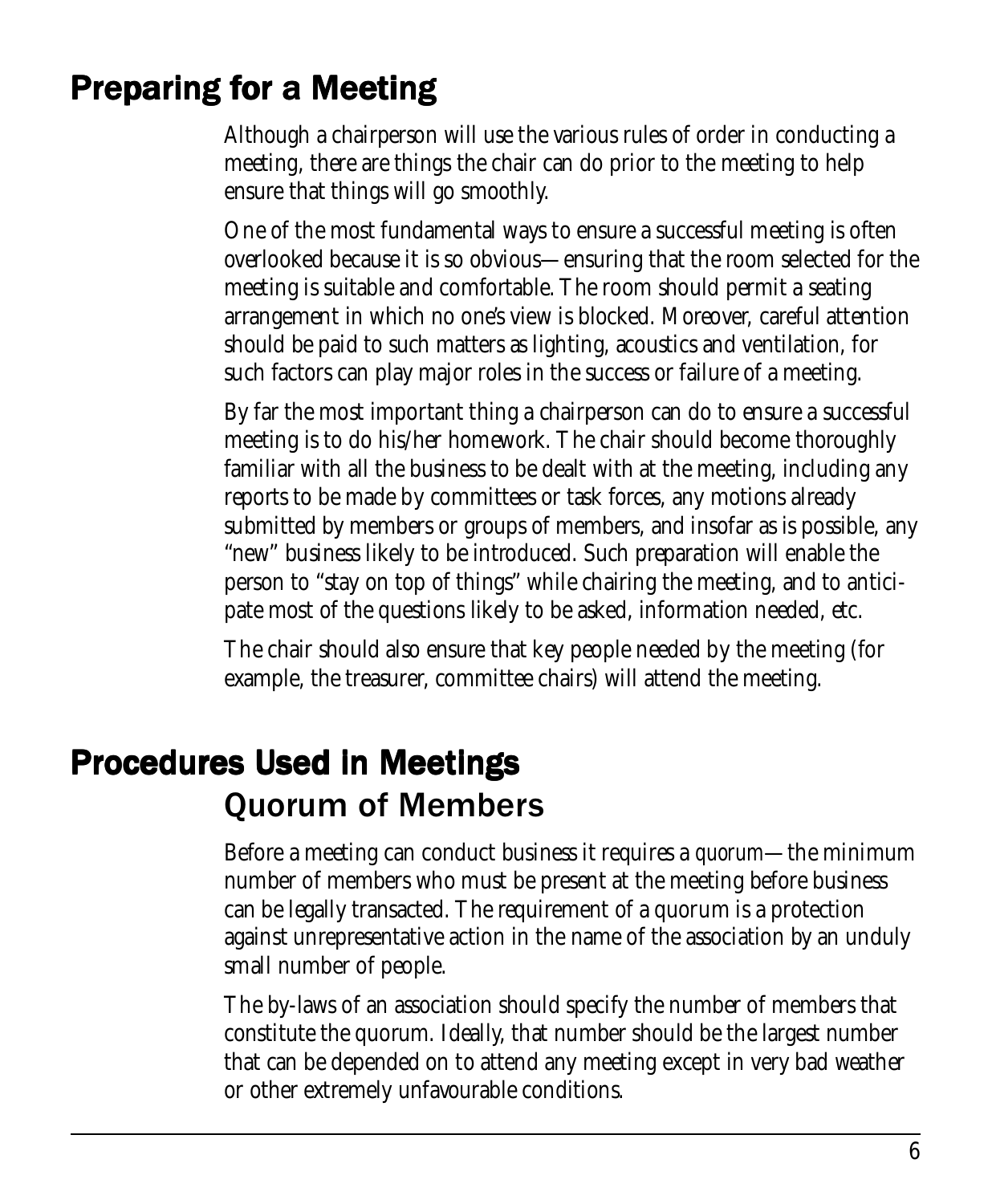# Preparing for a Meeting

Although a chairperson will use the various rules of order in conducting a meeting, there are things the chair can do prior to the meeting to help ensure that things will go smoothly.

One of the most fundamental ways to ensure a successful meeting is often overlooked because it is so obvious—ensuring that the room selected for the meeting is suitable and comfortable. The room should permit a seating arrangement in which no one's view is blocked. Moreover, careful attention should be paid to such matters as lighting, acoustics and ventilation, for such factors can play major roles in the success or failure of a meeting.

By far the most important thing a chairperson can do to ensure a successful meeting is to do his/her homework. The chair should become thoroughly familiar with all the business to be dealt with at the meeting, including any reports to be made by committees or task forces, any motions already submitted by members or groups of members, and insofar as is possible, any "new" business likely to be introduced. Such preparation will enable the person to "stay on top of things" while chairing the meeting, and to anticipate most of the questions likely to be asked, information needed, etc.

The chair should also ensure that key people needed by the meeting (for example, the treasurer, committee chairs) will attend the meeting.

# Procedures Used in Meetings

## Quorum of Members

Before a meeting can conduct business it requires a *quorum*—the minimum number of members who must be present at the meeting before business can be legally transacted. The requirement of a quorum is a protection against unrepresentative action in the name of the association by an unduly small number of people.

The by-laws of an association should specify the number of members that constitute the quorum. Ideally, that number should be the largest number that can be depended on to attend any meeting except in very bad weather or other extremely unfavourable conditions.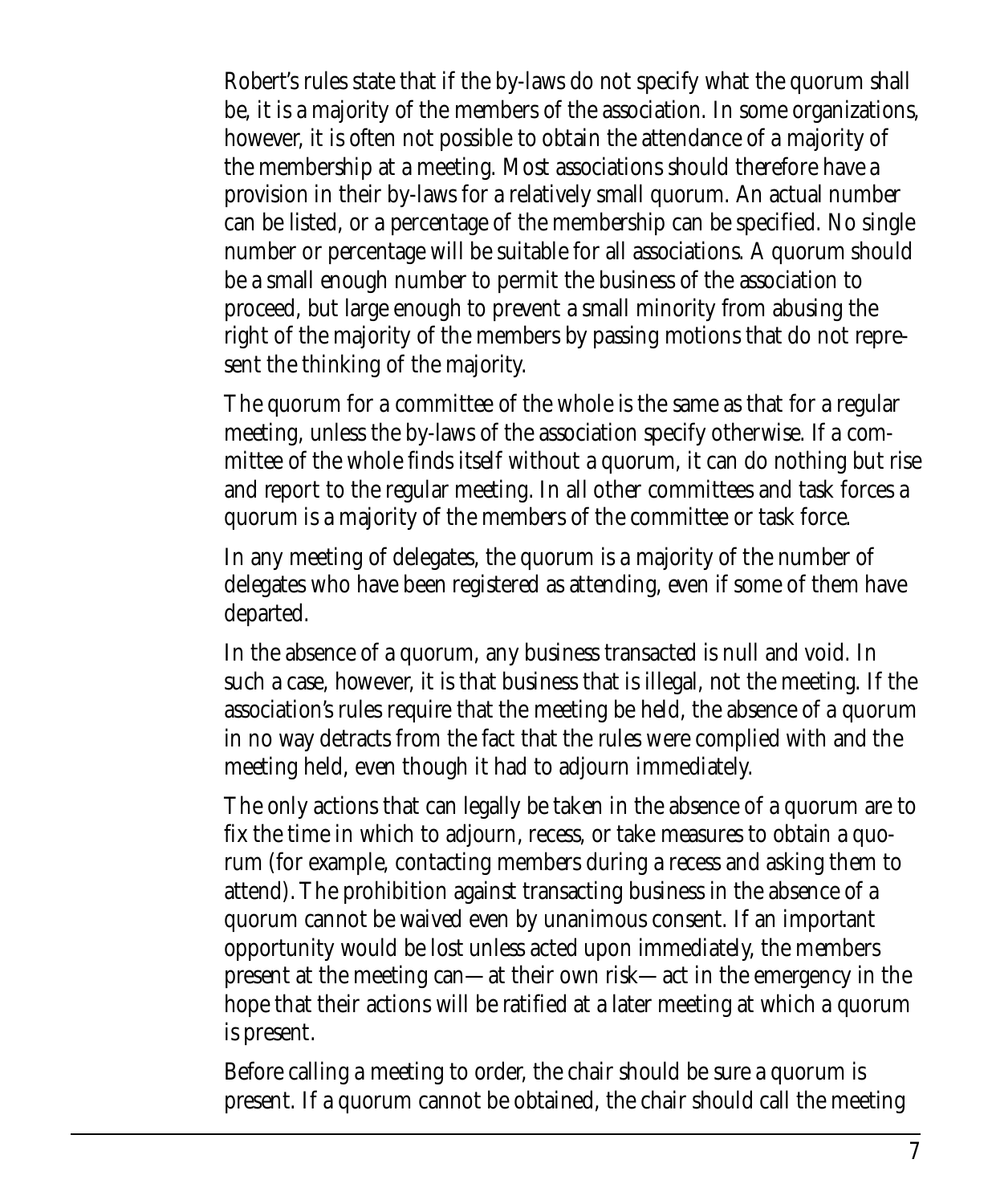Robert's rules state that if the by-laws do not specify what the quorum shall be, it is a majority of the members of the association. In some organizations, however, it is often not possible to obtain the attendance of a majority of the membership at a meeting. Most associations should therefore have a provision in their by-laws for a relatively small quorum. An actual number can be listed, or a percentage of the membership can be specified. No single number or percentage will be suitable for all associations. A quorum should be a small enough number to permit the business of the association to proceed, but large enough to prevent a small minority from abusing the right of the majority of the members by passing motions that do not represent the thinking of the majority.

The quorum for a committee of the whole is the same as that for a regular meeting, unless the by-laws of the association specify otherwise. If a committee of the whole finds itself without a quorum, it can do nothing but rise and report to the regular meeting. In all other committees and task forces a quorum is a majority of the members of the committee or task force.

In any meeting of delegates, the quorum is a majority of the number of delegates who have been registered as attending, even if some of them have departed.

In the absence of a quorum, any business transacted is null and void. In such a case, however, it is that business that is illegal, not the meeting. If the association's rules require that the meeting be held, the absence of a quorum in no way detracts from the fact that the rules were complied with and the meeting held, even though it had to adjourn immediately.

The only actions that can legally be taken in the absence of a quorum are to fix the time in which to adjourn, recess, or take measures to obtain a quorum (for example, contacting members during a recess and asking them to attend). The prohibition against transacting business in the absence of a quorum cannot be waived even by unanimous consent. If an important opportunity would be lost unless acted upon immediately, the members present at the meeting can—at their own risk—act in the emergency in the hope that their actions will be ratified at a later meeting at which a quorum is present.

Before calling a meeting to order, the chair should be sure a quorum is present. If a quorum cannot be obtained, the chair should call the meeting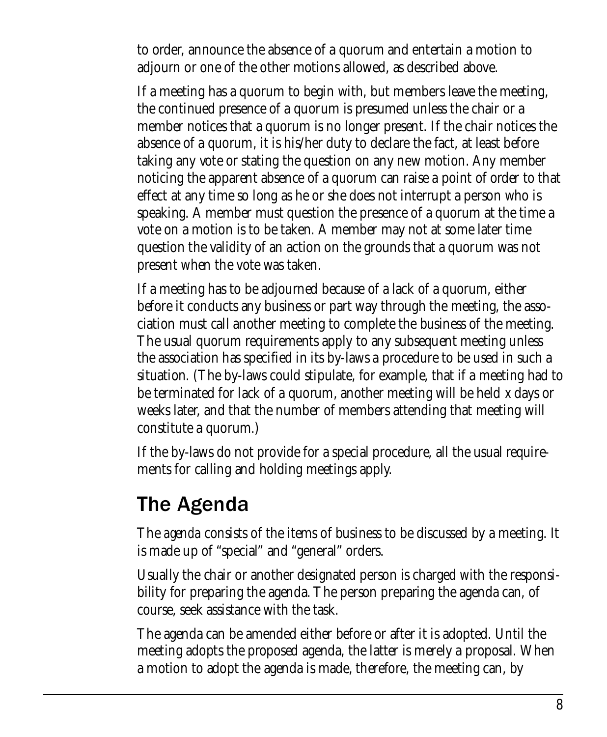to order, announce the absence of a quorum and entertain a motion to adjourn or one of the other motions allowed, as described above.

If a meeting has a quorum to begin with, but members leave the meeting, the continued presence of a quorum is presumed unless the chair or a member notices that a quorum is no longer present. If the chair notices the absence of a quorum, it is his/her duty to declare the fact, at least before taking any vote or stating the question on any new motion. Any member noticing the apparent absence of a quorum can raise a point of order to that effect at any time so long as he or she does not interrupt a person who is speaking. A member must question the presence of a quorum at the time a vote on a motion is to be taken. A member may not at some later time question the validity of an action on the grounds that a quorum was not present when the vote was taken.

If a meeting has to be adjourned because of a lack of a quorum, either before it conducts any business or part way through the meeting, the association must call another meeting to complete the business of the meeting. The usual quorum requirements apply to any subsequent meeting unless the association has specified in its by-laws a procedure to be used in such a situation. (The by-laws could stipulate, for example, that if a meeting had to be terminated for lack of a quorum, another meeting will be held x days or weeks later, and that the number of members attending that meeting will constitute a quorum.)

If the by-laws do not provide for a special procedure, all the usual requirements for calling and holding meetings apply.

## The Agenda

The *agenda* consists of the items of business to be discussed by a meeting. It is made up of "special" and "general" orders.

Usually the chair or another designated person is charged with the responsibility for preparing the agenda. The person preparing the agenda can, of course, seek assistance with the task.

The agenda can be amended either before or after it is adopted. Until the meeting adopts the proposed agenda, the latter is merely a proposal. When a motion to adopt the agenda is made, therefore, the meeting can, by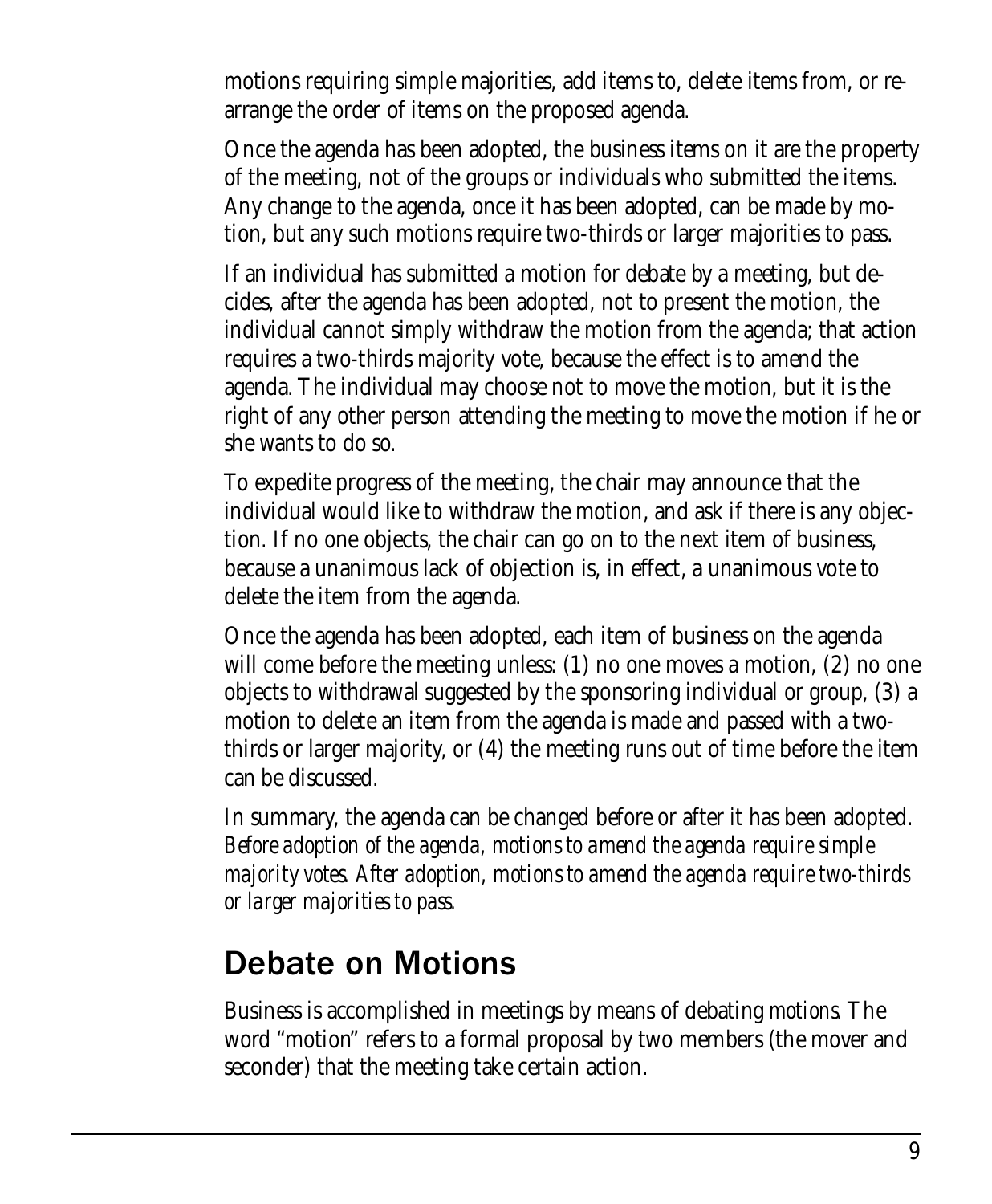motions requiring simple majorities, add items to, delete items from, or rearrange the order of items on the proposed agenda.

Once the agenda has been adopted, the business items on it are the property of the meeting, not of the groups or individuals who submitted the items. Any change to the agenda, once it has been adopted, can be made by motion, but any such motions require two-thirds or larger majorities to pass.

If an individual has submitted a motion for debate by a meeting, but decides, after the agenda has been adopted, not to present the motion, the individual cannot simply withdraw the motion from the agenda; that action requires a two-thirds majority vote, because the effect is to amend the agenda. The individual may choose not to move the motion, but it is the right of any other person attending the meeting to move the motion if he or she wants to do so.

To expedite progress of the meeting, the chair may announce that the individual would like to withdraw the motion, and ask if there is any objection. If no one objects, the chair can go on to the next item of business, because a unanimous lack of objection is, in effect, a unanimous vote to delete the item from the agenda.

Once the agenda has been adopted, each item of business on the agenda will come before the meeting unless: (1) no one moves a motion, (2) no one objects to withdrawal suggested by the sponsoring individual or group, (3) a motion to delete an item from the agenda is made and passed with a two-thirds or larger majority, or (4) the meeting runs out of time before the item can be discussed.

In summary, the agenda can be changed before or after it has been adopted. *Before adoption of the agenda, motions to amend the agenda require simple majority votes. After adoption, motions to amend the agenda require two-thirds or larger majorities to pass.*

## Debate on Motions

Business is accomplished in meetings by means of debating *motions*. The word "motion" refers to a formal proposal by two members (the mover and seconder) that the meeting take certain action.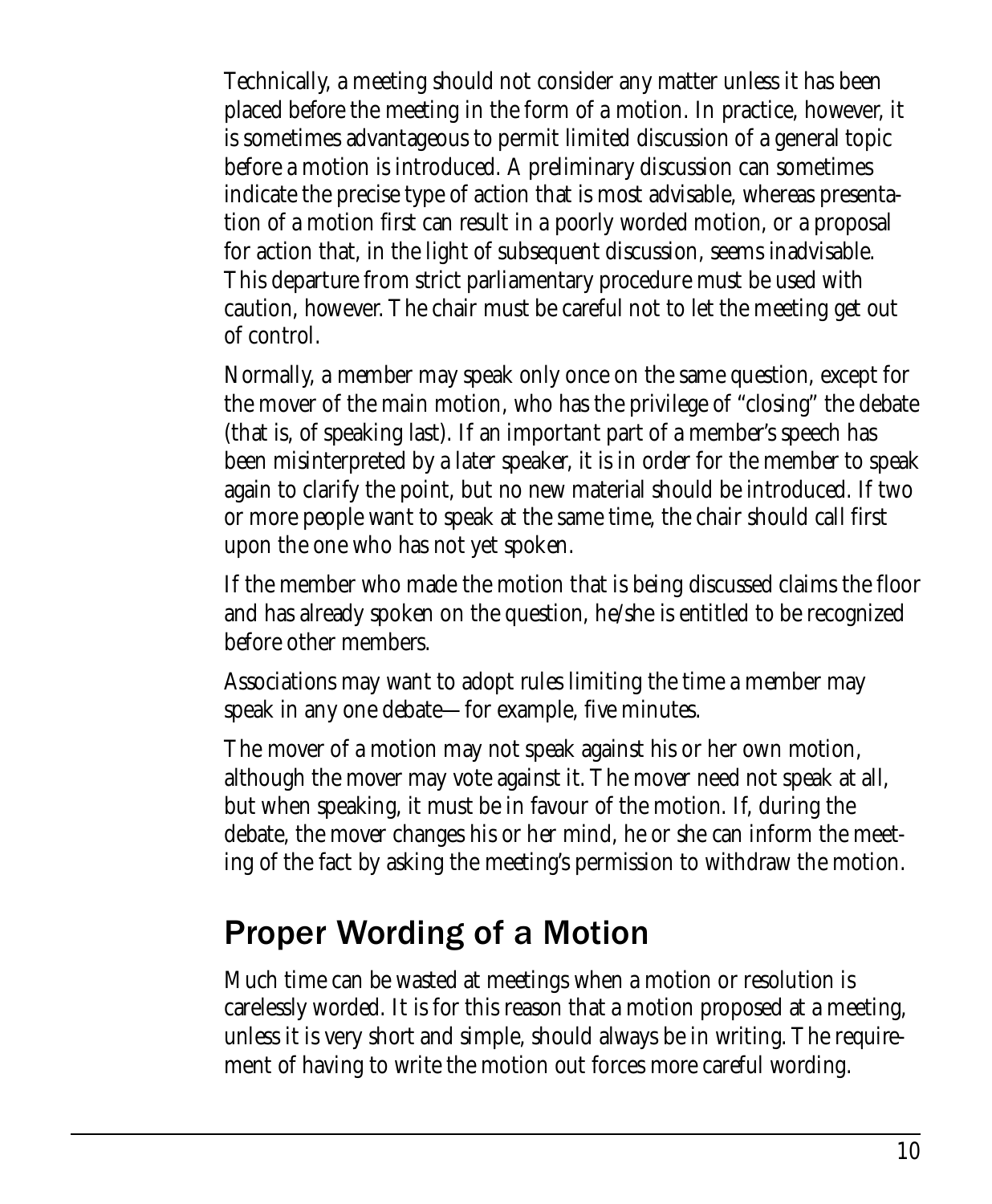Technically, a meeting should not consider any matter unless it has been placed before the meeting in the form of a motion. In practice, however, it is sometimes advantageous to permit limited discussion of a general topic before a motion is introduced. A preliminary discussion can sometimes indicate the precise type of action that is most advisable, whereas presentation of a motion first can result in a poorly worded motion, or a proposal for action that, in the light of subsequent discussion, seems inadvisable. This departure from strict parliamentary procedure must be used with caution, however. The chair must be careful not to let the meeting get out of control.

Normally, a member may speak only once on the same question, except for the mover of the main motion, who has the privilege of "closing" the debate (that is, of speaking last). If an important part of a member's speech has been misinterpreted by a later speaker, it is in order for the member to speak again to clarify the point, but no new material should be introduced. If two or more people want to speak at the same time, the chair should call first upon the one who has not yet spoken.

If the member who made the motion that is being discussed claims the floor and has already spoken on the question, he/she is entitled to be recognized before other members.

Associations may want to adopt rules limiting the time a member may speak in any one debate—for example, five minutes.

The mover of a motion may not speak against his or her own motion, although the mover may vote against it. The mover need not speak at all, but when speaking, it must be in favour of the motion. If, during the debate, the mover changes his or her mind, he or she can inform the meeting of the fact by asking the meeting's permission to withdraw the motion.

## Proper Wording of a Motion

Much time can be wasted at meetings when a motion or resolution is carelessly worded. It is for this reason that a motion proposed at a meeting, unless it is very short and simple, should always be in writing. The requirement of having to write the motion out forces more careful wording.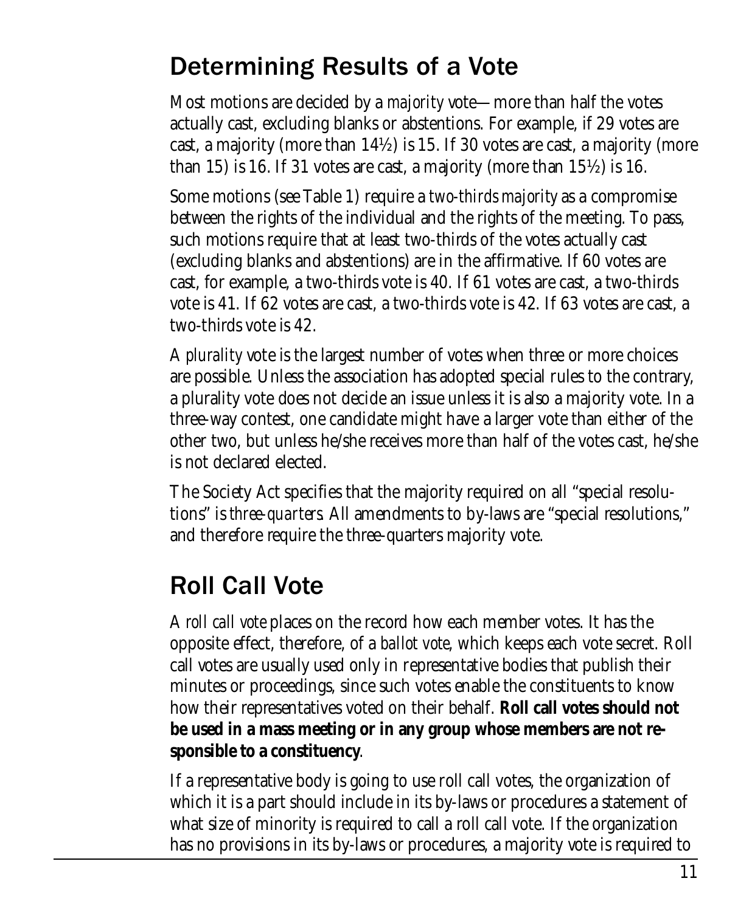## Determining Results of a Vote

Most motions are decided by a *majority* vote—more than half the votes actually cast, excluding blanks or abstentions. For example, if 29 votes are cast, a majority (more than 14½) is 15. If 30 votes are cast, a majority (more than 15) is 16. If 31 votes are cast, a majority (more than 15½) is 16.

Some motions (see Table 1) require a *two-thirds majority* as a compromise between the rights of the individual and the rights of the meeting. To pass, such motions require that at least two-thirds of the votes actually cast (excluding blanks and abstentions) are in the affirmative. If 60 votes are cast, for example, a two-thirds vote is 40. If 61 votes are cast, a two-thirds vote is 41. If 62 votes are cast, a two-thirds vote is 42. If 63 votes are cast, a two-thirds vote is 42.

A *plurality* vote is the largest number of votes when three or more choices are possible. Unless the association has adopted special rules to the contrary, a plurality vote does not decide an issue unless it is also a majority vote. In a three-way contest, one candidate might have a larger vote than either of the other two, but unless he/she receives more than half of the votes cast, he/she is not declared elected.

The Society Act specifies that the majority required on all "special resolutions" is *three-quarters*. All amendments to by-laws are "special resolutions," and therefore require the three-quarters majority vote.

## Roll Call Vote

A *roll call vote* places on the record how each member votes. It has the opposite effect, therefore, of a *ballot vote*, which keeps each vote secret. Roll call votes are usually used only in representative bodies that publish their minutes or proceedings, since such votes enable the constituents to know how their representatives voted on their behalf. **Roll call votes should not be used in a mass meeting or in any group whose members are not responsible to a constituency**.

If a representative body is going to use roll call votes, the organization of which it is a part should include in its by-laws or procedures a statement of what size of minority is required to call a roll call vote. If the organization has no provisions in its by-laws or procedures, a majority vote is required to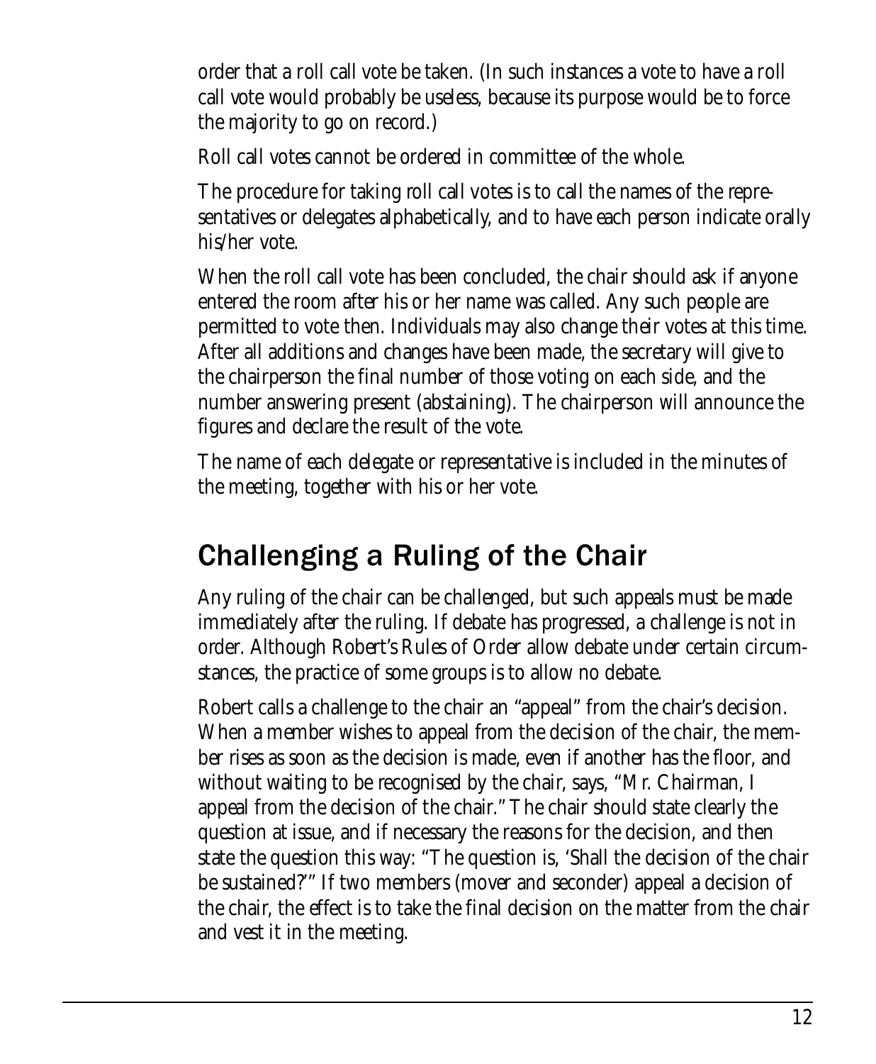order that a roll call vote be taken. (In such instances a vote to have a roll call vote would probably be useless, because its purpose would be to force the majority to go on record.)

Roll call votes cannot be ordered in committee of the whole.

The procedure for taking roll call votes is to call the names of the representatives or delegates alphabetically, and to have each person indicate orally his/her vote.

When the roll call vote has been concluded, the chair should ask if anyone entered the room after his or her name was called. Any such people are permitted to vote then. Individuals may also change their votes at this time. After all additions and changes have been made, the secretary will give to the chairperson the final number of those voting on each side, and the number answering present (abstaining). The chairperson will announce the figures and declare the result of the vote.

The name of each delegate or representative is included in the minutes of the meeting, together with his or her vote.

## Challenging a Ruling of the Chair

Any ruling of the chair can be challenged, but such appeals must be made immediately after the ruling. If debate has progressed, a challenge is not in order. Although Robert's Rules of Order allow debate under certain circumstances, the practice of some groups is to allow no debate.

Robert calls a challenge to the chair an "appeal" from the chair's decision. When a member wishes to appeal from the decision of the chair, the member rises as soon as the decision is made, even if another has the floor, and without waiting to be recognised by the chair, says, "Mr. Chairman, I appeal from the decision of the chair." The chair should state clearly the question at issue, and if necessary the reasons for the decision, and then state the question this way: "The question is, 'Shall the decision of the chair be sustained?'" If two members (mover and seconder) appeal a decision of the chair, the effect is to take the final decision on the matter from the chair and vest it in the meeting.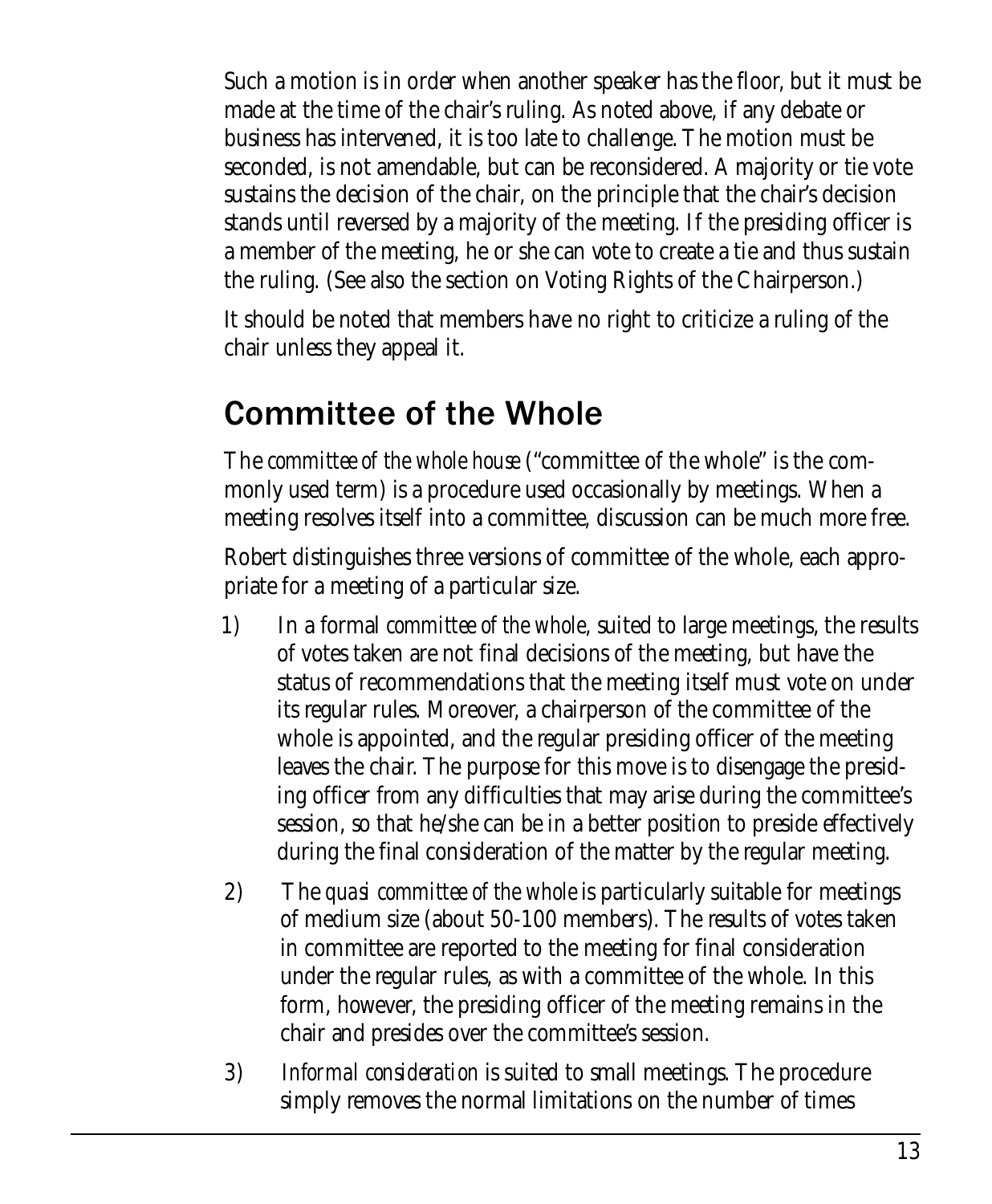Such a motion is in order when another speaker has the floor, but it must be made at the time of the chair's ruling. As noted above, if any debate or business has intervened, it is too late to challenge. The motion must be seconded, is not amendable, but can be reconsidered. A majority or tie vote sustains the decision of the chair, on the principle that the chair's decision stands until reversed by a majority of the meeting. If the presiding officer is a member of the meeting, he or she can vote to create a tie and thus sustain the ruling. (See also the section on Voting Rights of the Chairperson.)

It should be noted that members have no right to criticize a ruling of the chair unless they appeal it.

## Committee of the Whole

The *committee of the whole house* ("committee of the whole" is the commonly used term) is a procedure used occasionally by meetings. When a meeting resolves itself into a committee, discussion can be much more free.

Robert distinguishes three versions of committee of the whole, each appropriate for a meeting of a particular size.

1) In a formal *committee of the whole*, suited to large meetings, the results of votes taken are not final decisions of the meeting, but have the status of recommendations that the meeting itself must vote on under its regular rules. Moreover, a chairperson of the committee of the whole is appointed, and the regular presiding officer of the meeting leaves the chair. The purpose for this move is to disengage the presiding officer from any difficulties that may arise during the committee's session, so that he/she can be in a better position to preside effectively during the final consideration of the matter by the regular meeting.

2) The *quasi committee of the whole* is particularly suitable for meetings of medium size (about 50-100 members). The results of votes taken in committee are reported to the meeting for final consideration under the regular rules, as with a committee of the whole. In this form, however, the presiding officer of the meeting remains in the chair and presides over the committee's session.

3) *Informal consideration* is suited to small meetings. The procedure simply removes the normal limitations on the number of times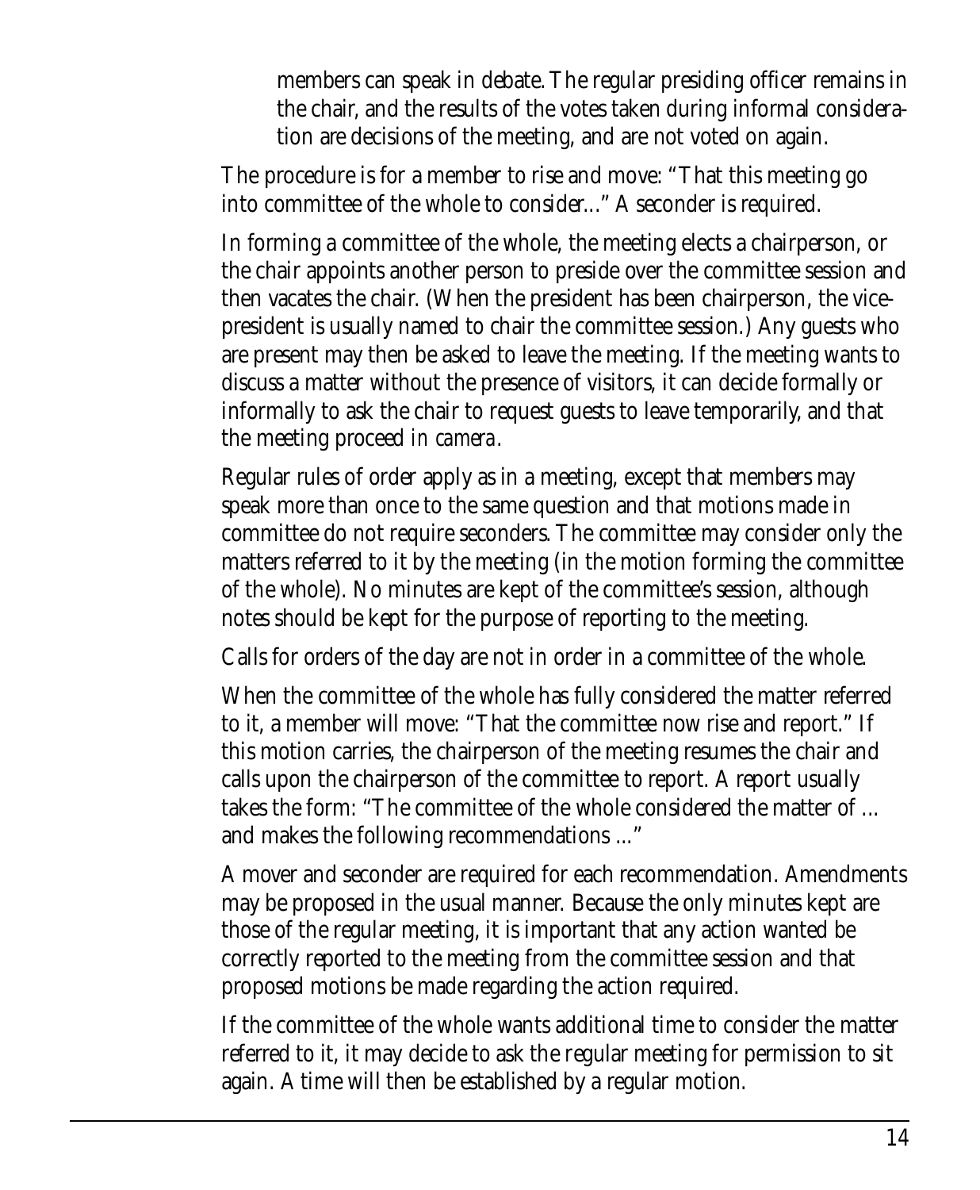members can speak in debate. The regular presiding officer remains in the chair, and the results of the votes taken during informal consideration are decisions of the meeting, and are not voted on again.

The procedure is for a member to rise and move: "That this meeting go into committee of the whole to consider..." A seconder is required.

In forming a committee of the whole, the meeting elects a chairperson, or the chair appoints another person to preside over the committee session and then vacates the chair. (When the president has been chairperson, the vice-president is usually named to chair the committee session.) Any guests who are present may then be asked to leave the meeting. If the meeting wants to discuss a matter without the presence of visitors, it can decide formally or informally to ask the chair to request guests to leave temporarily, and that the meeting proceed *in camera*.

Regular rules of order apply as in a meeting, except that members may speak more than once to the same question and that motions made in committee do not require seconders. The committee may consider only the matters referred to it by the meeting (in the motion forming the committee of the whole). No minutes are kept of the committee's session, although notes should be kept for the purpose of reporting to the meeting.

Calls for orders of the day are not in order in a committee of the whole.

When the committee of the whole has fully considered the matter referred to it, a member will move: "That the committee now rise and report." If this motion carries, the chairperson of the meeting resumes the chair and calls upon the chairperson of the committee to report. A report usually takes the form: "The committee of the whole considered the matter of ... and makes the following recommendations ..."

A mover and seconder are required for each recommendation. Amendments may be proposed in the usual manner. Because the only minutes kept are those of the regular meeting, it is important that any action wanted be correctly reported to the meeting from the committee session and that proposed motions be made regarding the action required.

If the committee of the whole wants additional time to consider the matter referred to it, it may decide to ask the regular meeting for permission to sit again. A time will then be established by a regular motion.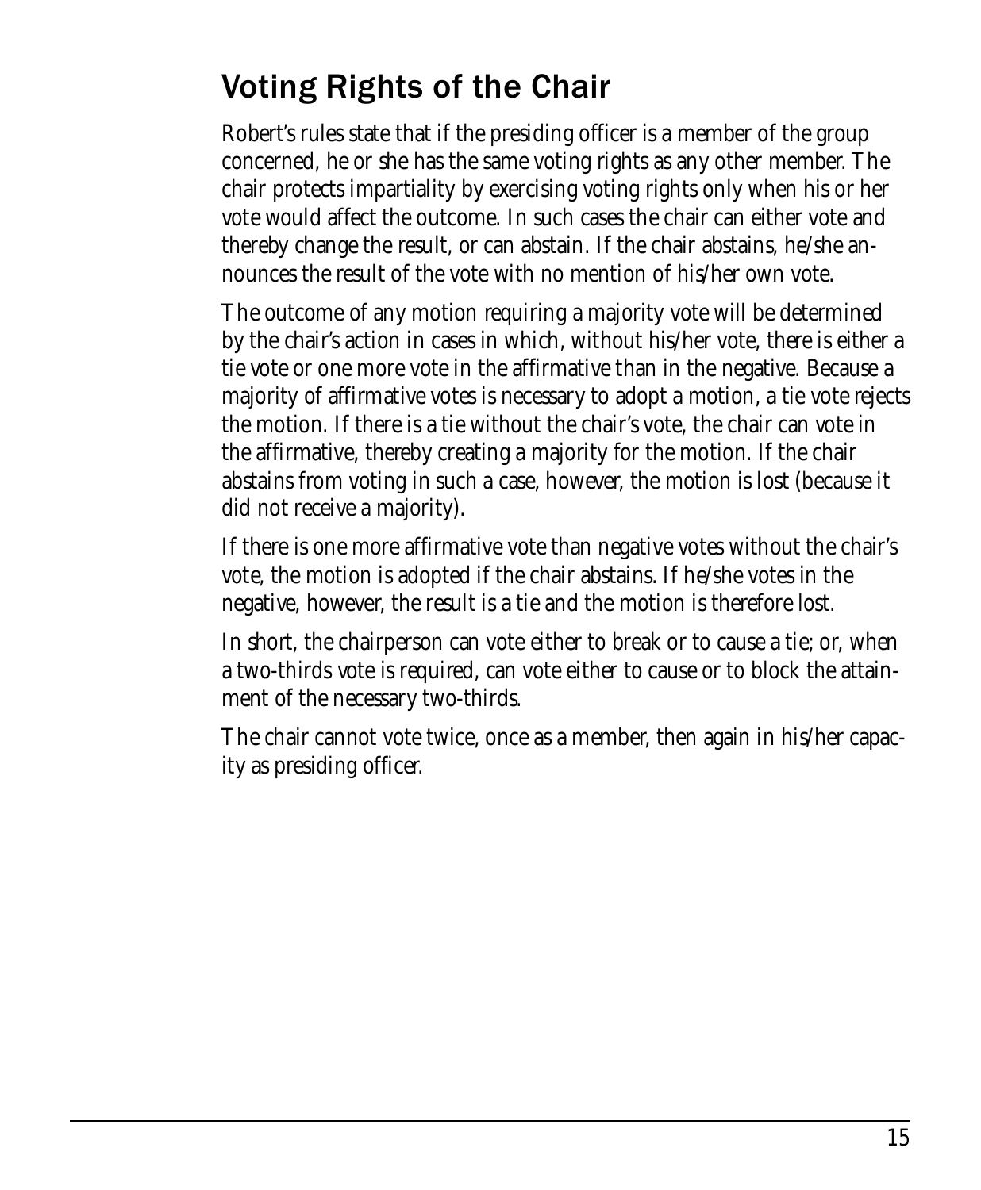## Voting Rights of the Chair

Robert's rules state that if the presiding officer is a member of the group concerned, he or she has the same voting rights as any other member. The chair protects impartiality by exercising voting rights only when his or her vote would affect the outcome. In such cases the chair can either vote and thereby change the result, or can abstain. If the chair abstains, he/she announces the result of the vote with no mention of his/her own vote.

The outcome of any motion requiring a majority vote will be determined by the chair's action in cases in which, without his/her vote, there is either a tie vote or one more vote in the affirmative than in the negative. Because a majority of affirmative votes is necessary to adopt a motion, a tie vote rejects the motion. If there is a tie without the chair's vote, the chair can vote in the affirmative, thereby creating a majority for the motion. If the chair abstains from voting in such a case, however, the motion is lost (because it did not receive a majority).

If there is one more affirmative vote than negative votes without the chair's vote, the motion is adopted if the chair abstains. If he/she votes in the negative, however, the result is a tie and the motion is therefore lost.

In short, the chairperson can vote either to break or to cause a tie; or, when a two-thirds vote is required, can vote either to cause or to block the attainment of the necessary two-thirds.

The chair cannot vote twice, once as a member, then again in his/her capacity as presiding officer.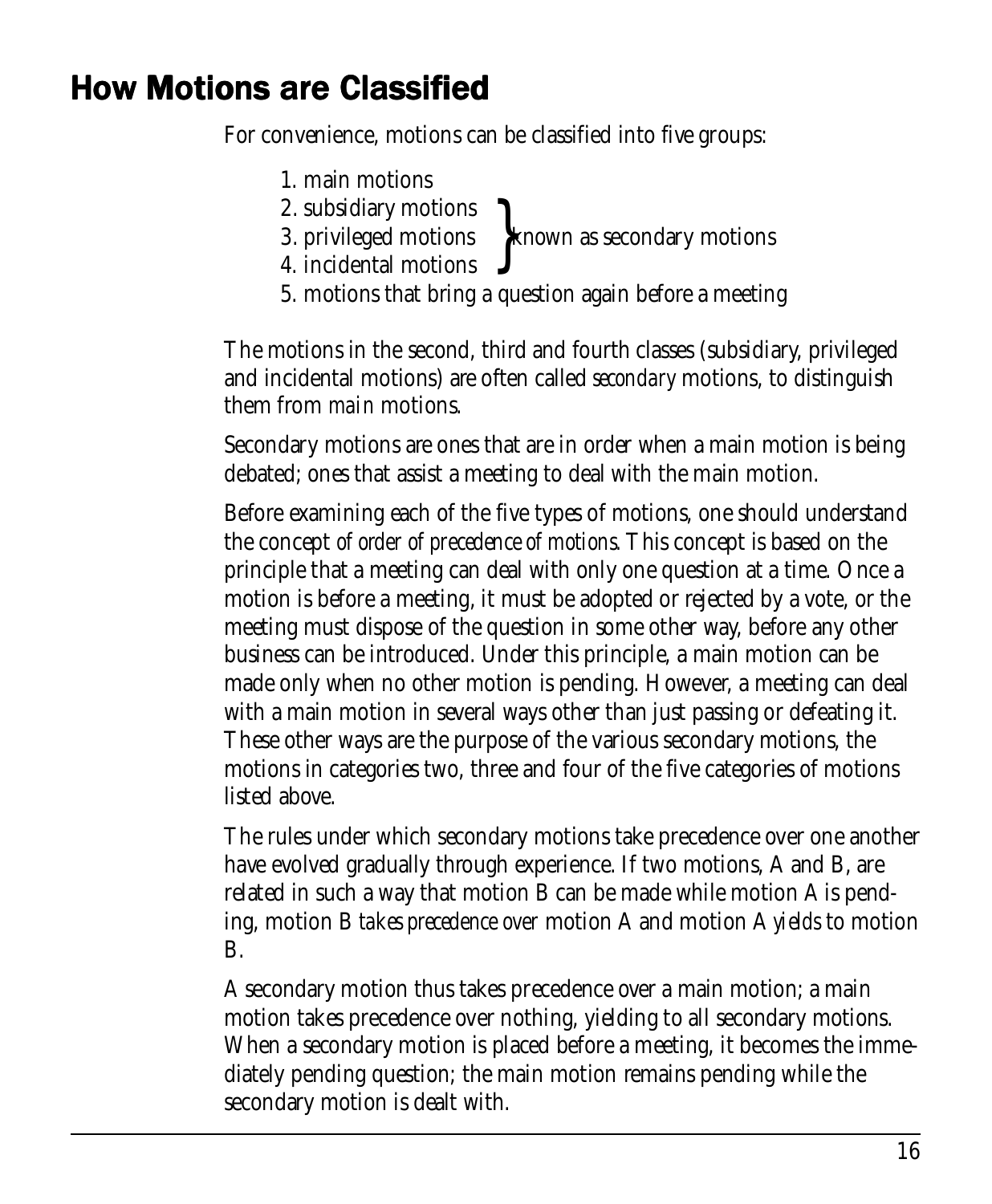## How Motions are Classified

For convenience, motions can be classified into five groups:

1. main motions
2. subsidiary motions
3. privileged motions
4. incidental motions
5. motions that bring a question again before a meeting

(Items 2–4 are known as secondary motions.)

The motions in the second, third and fourth classes (subsidiary, privileged and incidental motions) are often called *secondary* motions, to distinguish them from *main* motions.

Secondary motions are ones that are in order when a main motion is being debated; ones that assist a meeting to deal with the main motion.

Before examining each of the five types of motions, one should understand the concept of *order of precedence of motions*. This concept is based on the principle that a meeting can deal with only one question at a time. Once a motion is before a meeting, it must be adopted or rejected by a vote, or the meeting must dispose of the question in some other way, before any other business can be introduced. Under this principle, a main motion can be made only when no other motion is pending. However, a meeting can deal with a main motion in several ways other than just passing or defeating it. These other ways are the purpose of the various secondary motions, the motions in categories two, three and four of the five categories of motions listed above.

The rules under which secondary motions take precedence over one another have evolved gradually through experience. If two motions, A and B, are related in such a way that motion B can be made while motion A is pending, motion B *takes precedence over* motion A and motion A *yields* to motion B.

A secondary motion thus takes precedence over a main motion; a main motion takes precedence over nothing, yielding to all secondary motions. When a secondary motion is placed before a meeting, it becomes the immediately pending question; the main motion remains pending while the secondary motion is dealt with.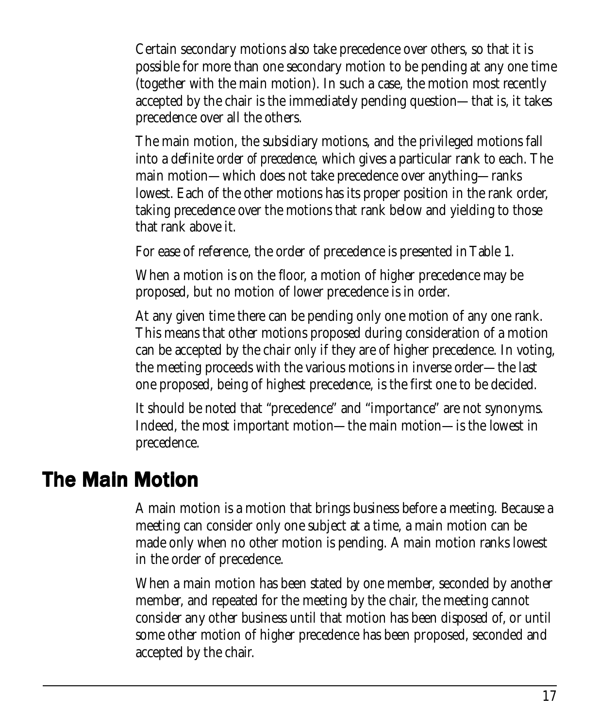Certain secondary motions also take precedence over others, so that it is possible for more than one secondary motion to be pending at any one time (together with the main motion). In such a case, the motion most recently accepted by the chair is the immediately pending question—that is, it takes precedence over all the others.

The main motion, the subsidiary motions, and the privileged motions fall into a definite *order of precedence*, which gives a particular rank to each. The main motion—which does not take precedence over anything—ranks lowest. Each of the other motions has its proper position in the rank order, taking precedence over the motions that rank below and yielding to those that rank above it.

For ease of reference, the order of precedence is presented in Table 1.

When a motion is on the floor, a motion of higher precedence may be proposed, but no motion of lower precedence is in order.

At any given time there can be pending only one motion of any one rank. This means that other motions proposed during consideration of a motion can be accepted by the chair only if they are of higher precedence. In voting, the meeting proceeds with the various motions in inverse order—the last one proposed, being of highest precedence, is the first one to be decided.

It should be noted that "precedence" and "importance" are not synonyms. Indeed, the most important motion—the main motion—is the lowest in precedence.

## The Main Motion

A main motion is a motion that brings business before a meeting. Because a meeting can consider only one subject at a time, a main motion can be made only when no other motion is pending. A main motion ranks lowest in the order of precedence.

When a main motion has been stated by one member, seconded by another member, and repeated for the meeting by the chair, the meeting cannot consider any other business until that motion has been disposed of, or until some other motion of higher precedence has been proposed, seconded and accepted by the chair.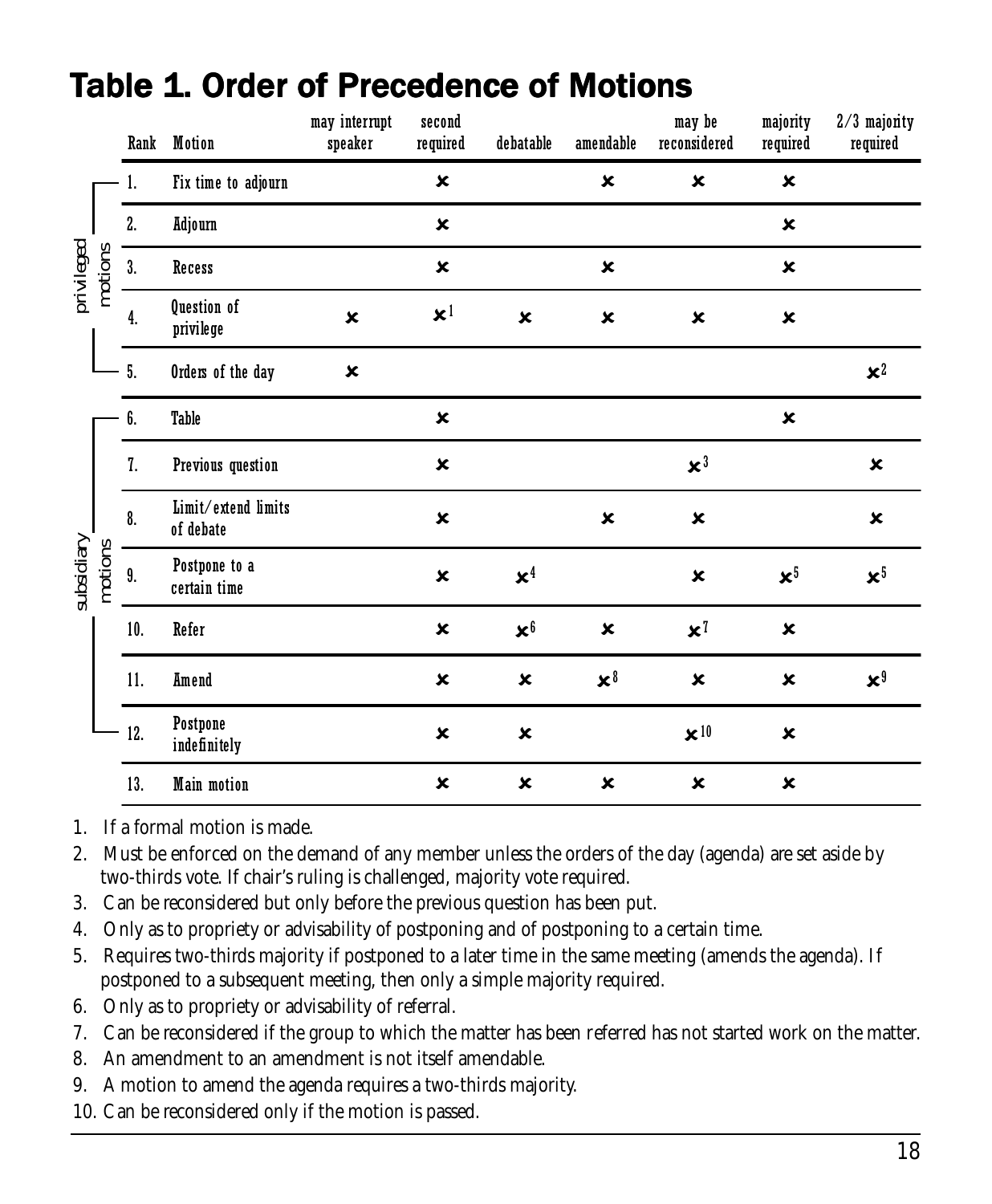# Table 1. Order of Precedence of Motions

| | Rank | Motion | may interrupt speaker | second required | debatable | amendable | may be reconsidered | majority required | 2/3 majority required |
|---|---|---|---|---|---|---|---|---|---|
| privileged motions | 1. | Fix time to adjourn | | ✗ | | ✗ | ✗ | ✗ | |
| | 2. | Adjourn | | ✗ | | | | ✗ | |
| | 3. | Recess | | ✗ | | ✗ | | ✗ | |
| | 4. | Question of privilege | ✗ | ✗[1] | ✗ | ✗ | ✗ | ✗ | |
| | 5. | Orders of the day | ✗ | | | | | | ✗[2] |
| subsidiary motions | 6. | Table | | ✗ | | | | ✗ | |
| | 7. | Previous question | | ✗ | | | ✗[3] | | ✗ |
| | 8. | Limit/extend limits of debate | | ✗ | | ✗ | ✗ | | ✗ |
| | 9. | Postpone to a certain time | | ✗ | ✗[4] | | ✗ | ✗[5] | ✗[5] |
| | 10. | Refer | | ✗ | ✗[6] | ✗ | ✗[7] | ✗ | |
| | 11. | Amend | | ✗ | ✗ | ✗[8] | ✗ | ✗ | ✗[9] |
| | 12. | Postpone indefinitely | | ✗ | ✗ | | ✗[10] | ✗ | |
| | 13. | Main motion | | ✗ | ✗ | ✗ | ✗ | ✗ | |

1. If a formal motion is made.
2. Must be enforced on the demand of any member unless the orders of the day (agenda) are set aside by two-thirds vote. If chair's ruling is challenged, majority vote required.
3. Can be reconsidered but only before the previous question has been put.
4. Only as to propriety or advisability of postponing and of postponing to a certain time.
5. Requires two-thirds majority if postponed to a later time in the same meeting (amends the agenda). If postponed to a subsequent meeting, then only a simple majority required.
6. Only as to propriety or advisability of referral.
7. Can be reconsidered if the group to which the matter has been referred has not started work on the matter.
8. An amendment to an amendment is not itself amendable.
9. A motion to amend the agenda requires a two-thirds majority.
10. Can be reconsidered only if the motion is passed.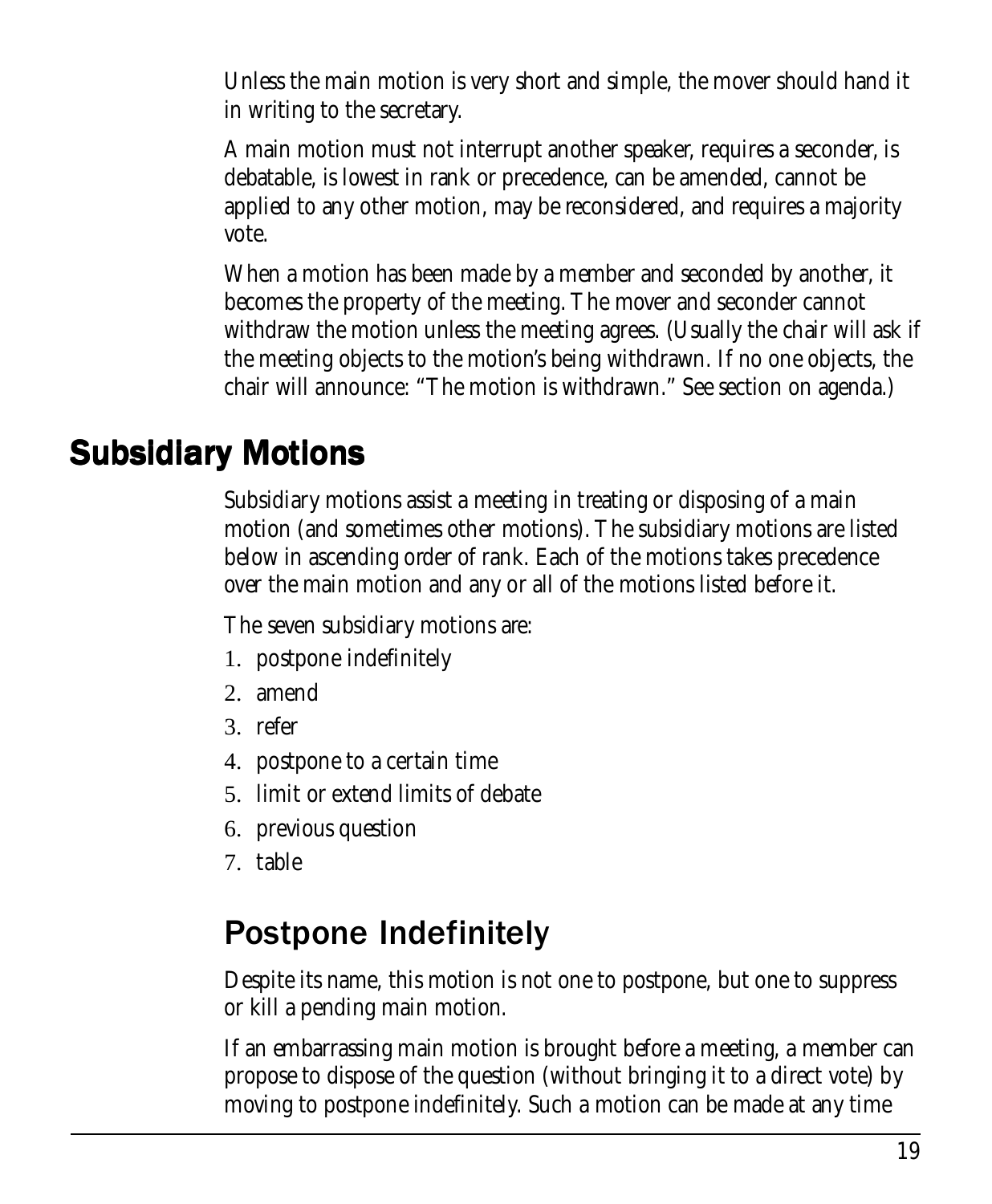Unless the main motion is very short and simple, the mover should hand it in writing to the secretary.

A main motion must not interrupt another speaker, requires a seconder, is debatable, is lowest in rank or precedence, can be amended, cannot be applied to any other motion, may be reconsidered, and requires a majority vote.

When a motion has been made by a member and seconded by another, it becomes the property of the meeting. The mover and seconder cannot withdraw the motion unless the meeting agrees. (Usually the chair will ask if the meeting objects to the motion's being withdrawn. If no one objects, the chair will announce: "The motion is withdrawn." See section on agenda.)

## Subsidiary Motions

Subsidiary motions assist a meeting in treating or disposing of a main motion (and sometimes other motions). The subsidiary motions are listed below in ascending order of rank. Each of the motions takes precedence over the main motion and any or all of the motions listed before it.

The seven subsidiary motions are:

1. postpone indefinitely
2. amend
3. refer
4. postpone to a certain time
5. limit or extend limits of debate
6. previous question
7. table

### Postpone Indefinitely

Despite its name, this motion is not one to postpone, but one to suppress or kill a pending main motion.

If an embarrassing main motion is brought before a meeting, a member can propose to dispose of the question (without bringing it to a direct vote) by moving to postpone indefinitely. Such a motion can be made at any time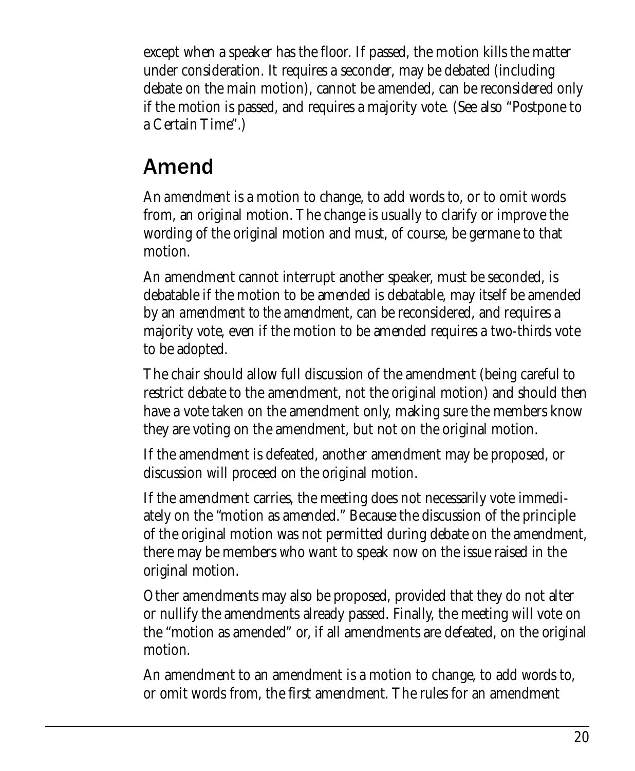except when a speaker has the floor. If passed, the motion kills the matter under consideration. It requires a seconder, may be debated (including debate on the main motion), cannot be amended, can be reconsidered only if the motion is passed, and requires a majority vote. (See also "Postpone to a Certain Time".)

## Amend

An *amendment* is a motion to change, to add words to, or to omit words from, an original motion. The change is usually to clarify or improve the wording of the original motion and must, of course, be germane to that motion.

An amendment cannot interrupt another speaker, must be seconded, is debatable if the motion to be amended is debatable, may itself be amended by an *amendment to the amendment*, can be reconsidered, and requires a majority vote, even if the motion to be amended requires a two-thirds vote to be adopted.

The chair should allow full discussion of the amendment (being careful to restrict debate to the amendment, not the original motion) and should then have a vote taken on the amendment only, making sure the members know they are voting on the amendment, but not on the original motion.

If the amendment is defeated, another amendment may be proposed, or discussion will proceed on the original motion.

If the amendment carries, the meeting does not necessarily vote immediately on the "motion as amended." Because the discussion of the principle of the original motion was not permitted during debate on the amendment, there may be members who want to speak now on the issue raised in the original motion.

Other amendments may also be proposed, provided that they do not alter or nullify the amendments already passed. Finally, the meeting will vote on the "motion as amended" or, if all amendments are defeated, on the original motion.

An amendment to an amendment is a motion to change, to add words to, or omit words from, the first amendment. The rules for an amendment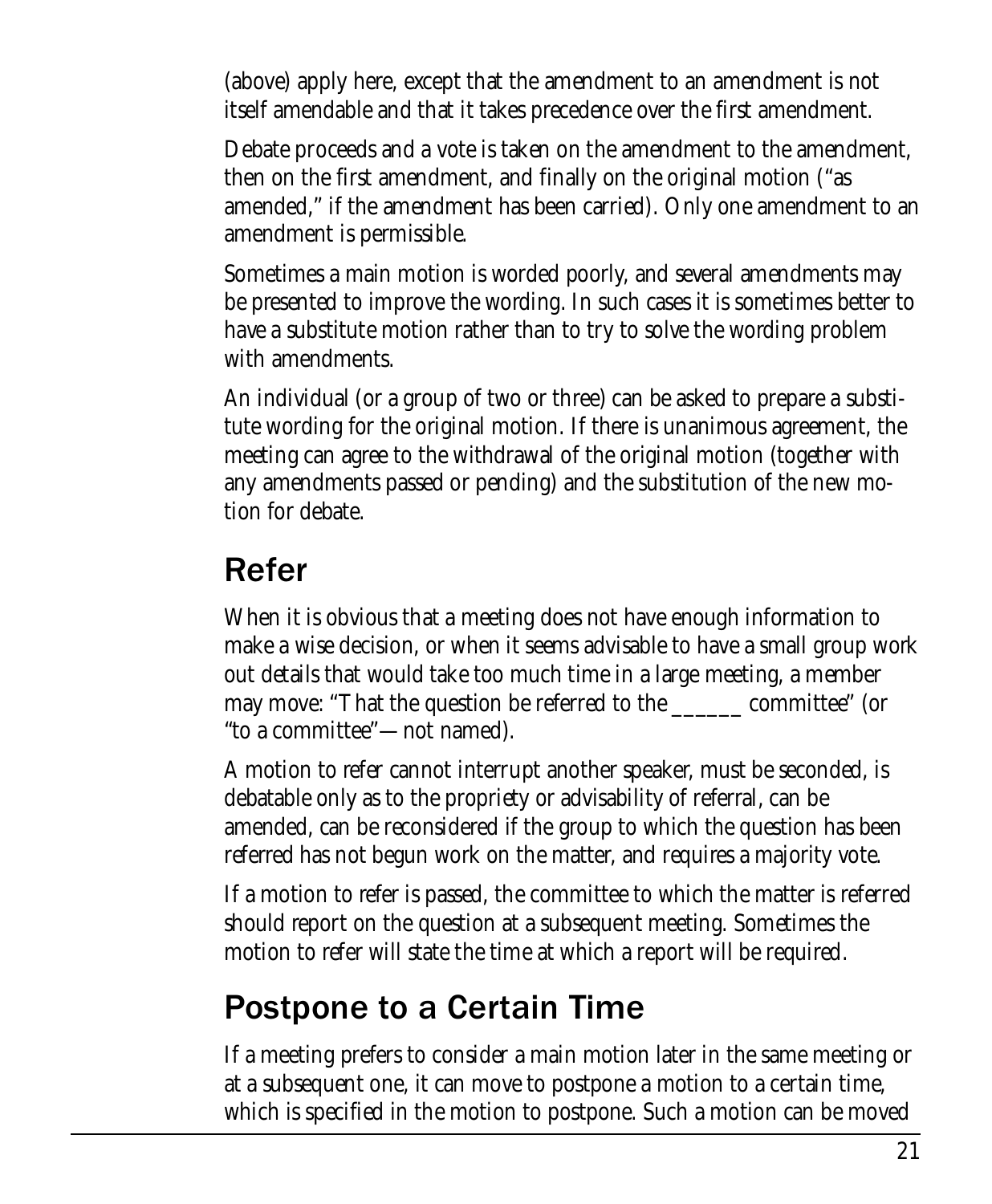(above) apply here, except that the amendment to an amendment is not itself amendable and that it takes precedence over the first amendment.

Debate proceeds and a vote is taken on the amendment to the amendment, then on the first amendment, and finally on the original motion ("as amended," if the amendment has been carried). Only one amendment to an amendment is permissible.

Sometimes a main motion is worded poorly, and several amendments may be presented to improve the wording. In such cases it is sometimes better to have a substitute motion rather than to try to solve the wording problem with amendments.

An individual (or a group of two or three) can be asked to prepare a substitute wording for the original motion. If there is unanimous agreement, the meeting can agree to the withdrawal of the original motion (together with any amendments passed or pending) and the substitution of the new motion for debate.

## Refer

When it is obvious that a meeting does not have enough information to make a wise decision, or when it seems advisable to have a small group work out details that would take too much time in a large meeting, a member may move: "That the question be referred to the ______ committee" (or "to a committee"—not named).

A motion to refer cannot interrupt another speaker, must be seconded, is debatable only as to the propriety or advisability of referral, can be amended, can be reconsidered if the group to which the question has been referred has not begun work on the matter, and requires a majority vote.

If a motion to refer is passed, the committee to which the matter is referred should report on the question at a subsequent meeting. Sometimes the motion to refer will state the time at which a report will be required.

## Postpone to a Certain Time

If a meeting prefers to consider a main motion later in the same meeting or at a subsequent one, it can move to postpone a motion to a certain time, which is specified in the motion to postpone. Such a motion can be moved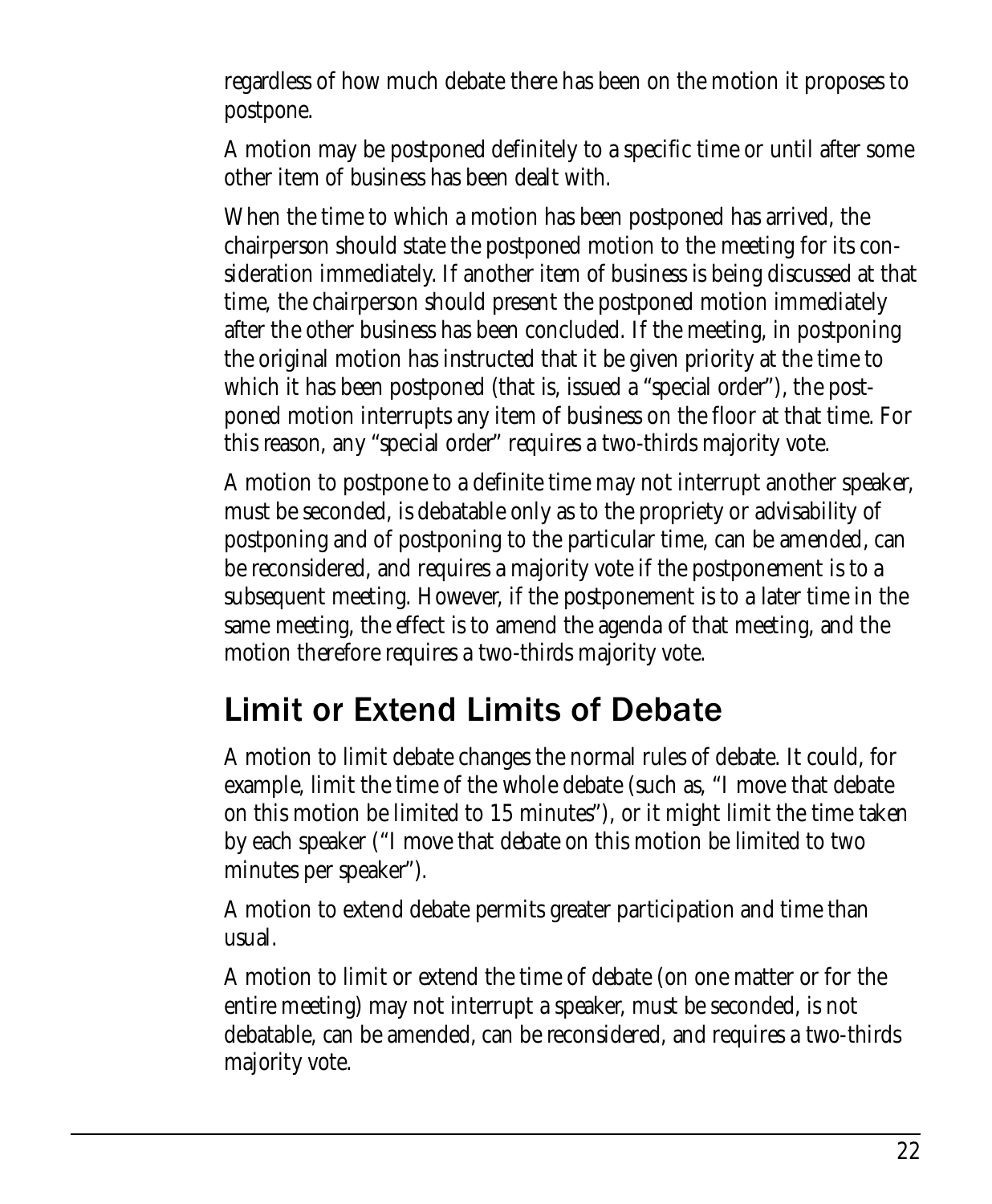regardless of how much debate there has been on the motion it proposes to postpone.

A motion may be postponed definitely to a specific time or until after some other item of business has been dealt with.

When the time to which a motion has been postponed has arrived, the chairperson should state the postponed motion to the meeting for its consideration immediately. If another item of business is being discussed at that time, the chairperson should present the postponed motion immediately after the other business has been concluded. If the meeting, in postponing the original motion has instructed that it be given priority at the time to which it has been postponed (that is, issued a "special order"), the postponed motion interrupts any item of business on the floor at that time. For this reason, any "special order" requires a two-thirds majority vote.

A motion to postpone to a definite time may not interrupt another speaker, must be seconded, is debatable only as to the propriety or advisability of postponing and of postponing to the particular time, can be amended, can be reconsidered, and requires a majority vote if the postponement is to a subsequent meeting. However, if the postponement is to a later time in the same meeting, the effect is to amend the agenda of that meeting, and the motion therefore requires a two-thirds majority vote.

## Limit or Extend Limits of Debate

A motion to limit debate changes the normal rules of debate. It could, for example, limit the time of the whole debate (such as, "I move that debate on this motion be limited to 15 minutes"), or it might limit the time taken by each speaker ("I move that debate on this motion be limited to two minutes per speaker").

A motion to extend debate permits greater participation and time than usual.

A motion to limit or extend the time of debate (on one matter or for the entire meeting) may not interrupt a speaker, must be seconded, is not debatable, can be amended, can be reconsidered, and requires a two-thirds majority vote.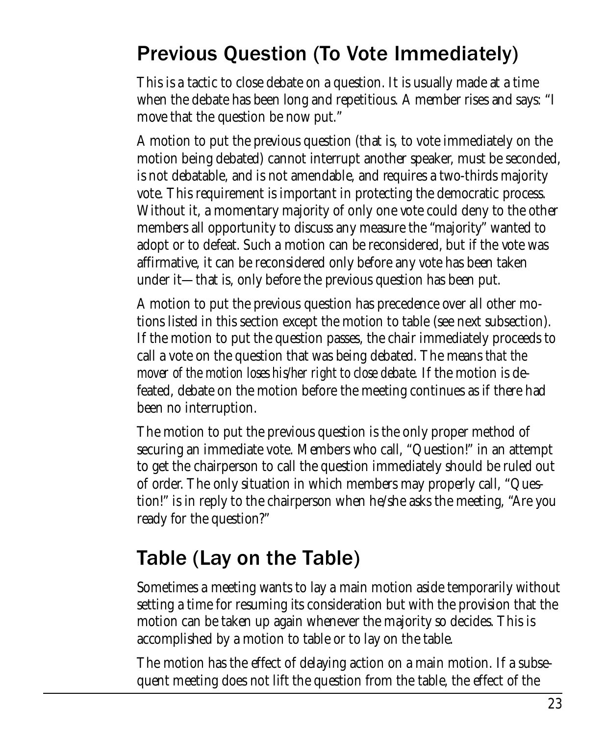## Previous Question (To Vote Immediately)

This is a tactic to close debate on a question. It is usually made at a time when the debate has been long and repetitious. A member rises and says: "I move that the question be now put."

A motion to put the previous question (that is, to vote immediately on the motion being debated) cannot interrupt another speaker, must be seconded, is not debatable, and is not amendable, and requires a two-thirds majority vote. This requirement is important in protecting the democratic process. Without it, a momentary majority of only one vote could deny to the other members all opportunity to discuss any measure the "majority" wanted to adopt or to defeat. Such a motion can be reconsidered, but if the vote was affirmative, it can be reconsidered only before any vote has been taken under it—that is, only before the previous question has been put.

A motion to put the previous question has precedence over all other motions listed in this section except the motion to table (see next subsection). If the motion to put the question passes, the chair immediately proceeds to call a vote on the question that was being debated. The means *that the mover of the motion loses his/her right to close debate*. If the motion is defeated, debate on the motion before the meeting continues as if there had been no interruption.

The motion to put the previous question is the only proper method of securing an immediate vote. Members who call, "Question!" in an attempt to get the chairperson to call the question immediately should be ruled out of order. The only situation in which members may properly call, "Question!" is in reply to the chairperson when he/she asks the meeting, "Are you ready for the question?"

## Table (Lay on the Table)

Sometimes a meeting wants to lay a main motion aside temporarily without setting a time for resuming its consideration but with the provision that the motion can be taken up again whenever the majority so decides. This is accomplished by a motion to table or to lay on the table.

The motion has the effect of delaying action on a main motion. If a subsequent meeting does not lift the question from the table, the effect of the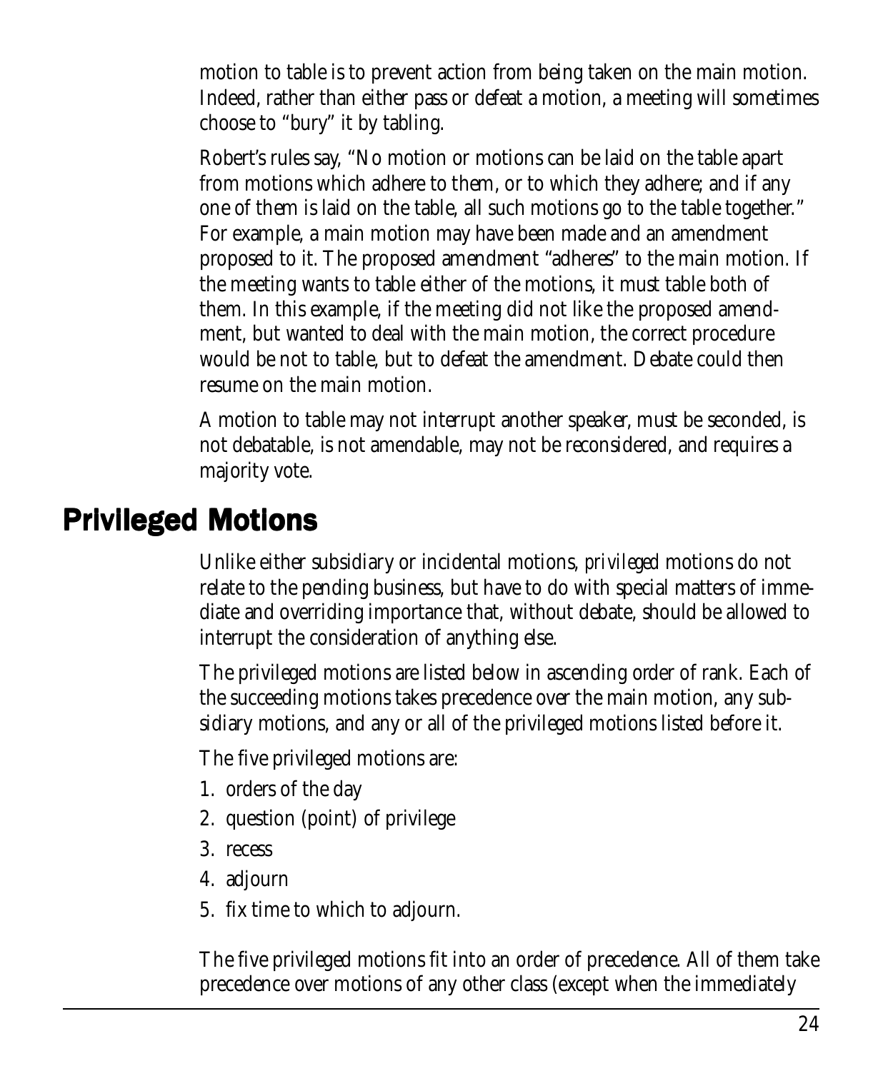motion to table is to prevent action from being taken on the main motion. Indeed, rather than either pass or defeat a motion, a meeting will sometimes choose to "bury" it by tabling.

Robert's rules say, "No motion or motions can be laid on the table apart from motions which adhere to them, or to which they adhere; and if any one of them is laid on the table, all such motions go to the table together." For example, a main motion may have been made and an amendment proposed to it. The proposed amendment "adheres" to the main motion. If the meeting wants to table either of the motions, it must table both of them. In this example, if the meeting did not like the proposed amendment, but wanted to deal with the main motion, the correct procedure would be not to table, but to defeat the amendment. Debate could then resume on the main motion.

A motion to table may not interrupt another speaker, must be seconded, is not debatable, is not amendable, may not be reconsidered, and requires a majority vote.

## Privileged Motions

Unlike either subsidiary or incidental motions, *privileged* motions do not relate to the pending business, but have to do with special matters of immediate and overriding importance that, without debate, should be allowed to interrupt the consideration of anything else.

The privileged motions are listed below in ascending order of rank. Each of the succeeding motions takes precedence over the main motion, any subsidiary motions, and any or all of the privileged motions listed before it.

The five privileged motions are:

1. orders of the day
2. question (point) of privilege
3. recess
4. adjourn
5. fix time to which to adjourn.

The five privileged motions fit into an order of precedence. All of them take precedence over motions of any other class (except when the immediately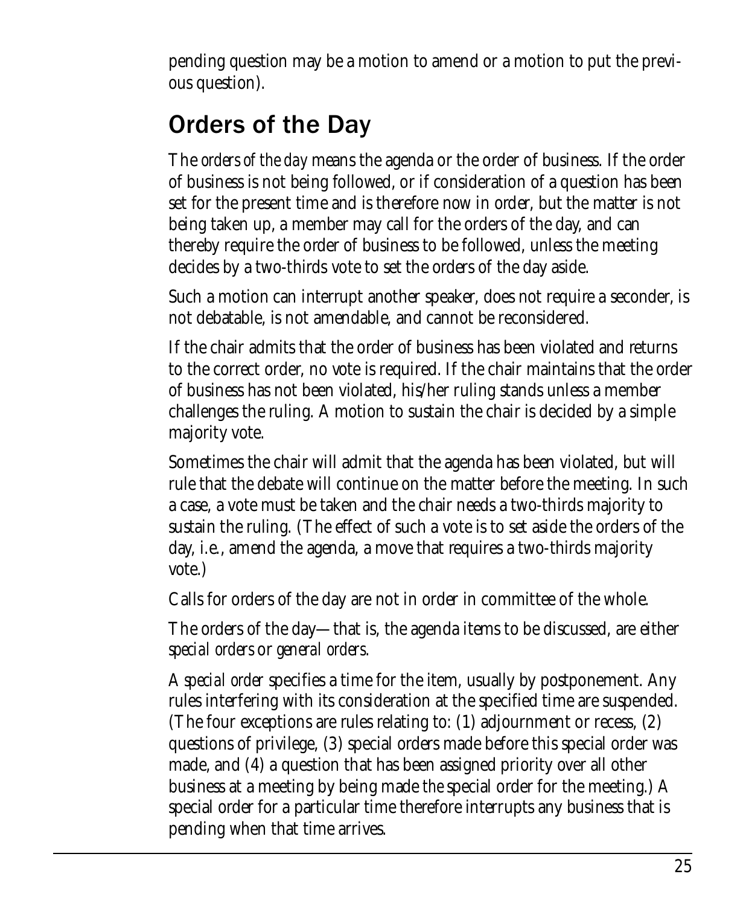pending question may be a motion to amend or a motion to put the previous question).

## Orders of the Day

The *orders of the day* means the agenda or the order of business. If the order of business is not being followed, or if consideration of a question has been set for the present time and is therefore now in order, but the matter is not being taken up, a member may call for the orders of the day, and can thereby require the order of business to be followed, unless the meeting decides by a two-thirds vote to set the orders of the day aside.

Such a motion can interrupt another speaker, does not require a seconder, is not debatable, is not amendable, and cannot be reconsidered.

If the chair admits that the order of business has been violated and returns to the correct order, no vote is required. If the chair maintains that the order of business has not been violated, his/her ruling stands unless a member challenges the ruling. A motion to sustain the chair is decided by a simple majority vote.

Sometimes the chair will admit that the agenda has been violated, but will rule that the debate will continue on the matter before the meeting. In such a case, a vote must be taken and the chair needs a two-thirds majority to sustain the ruling. (The effect of such a vote is to set aside the orders of the day, i.e., amend the agenda, a move that requires a two-thirds majority vote.)

Calls for orders of the day are not in order in committee of the whole.

The orders of the day—that is, the agenda items to be discussed, are either *special orders* or *general orders*.

A *special order* specifies a time for the item, usually by postponement. Any rules interfering with its consideration at the specified time are suspended. (The four exceptions are rules relating to: (1) adjournment or recess, (2) questions of privilege, (3) special orders made before this special order was made, and (4) a question that has been assigned priority over all other business at a meeting by being made *the* special order for the meeting.) A special order for a particular time therefore interrupts any business that is pending when that time arrives.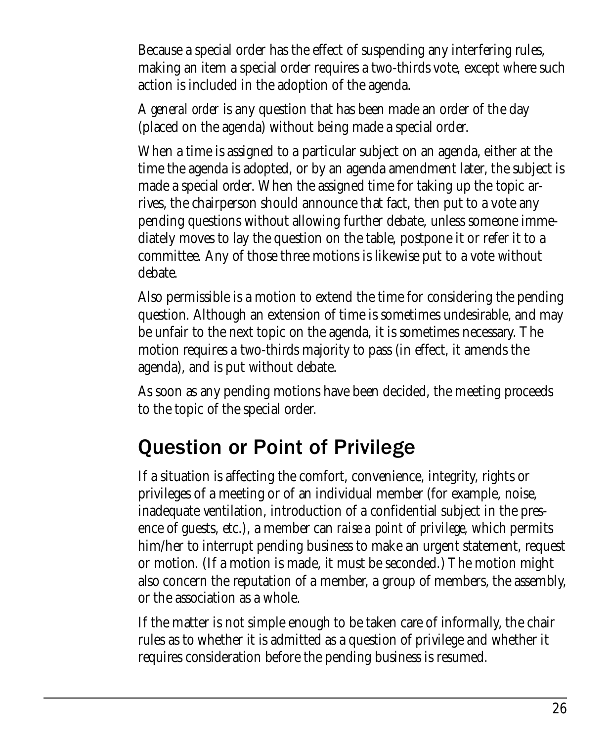Because a special order has the effect of suspending any interfering rules, making an item a special order requires a two-thirds vote, except where such action is included in the adoption of the agenda.

A *general order* is any question that has been made an order of the day (placed on the agenda) without being made a special order.

When a time is assigned to a particular subject on an agenda, either at the time the agenda is adopted, or by an agenda amendment later, the subject is made a special order. When the assigned time for taking up the topic arrives, the chairperson should announce that fact, then put to a vote any pending questions without allowing further debate, unless someone immediately moves to lay the question on the table, postpone it or refer it to a committee. Any of those three motions is likewise put to a vote without debate.

Also permissible is a motion to extend the time for considering the pending question. Although an extension of time is sometimes undesirable, and may be unfair to the next topic on the agenda, it is sometimes necessary. The motion requires a two-thirds majority to pass (in effect, it amends the agenda), and is put without debate.

As soon as any pending motions have been decided, the meeting proceeds to the topic of the special order.

## Question or Point of Privilege

If a situation is affecting the comfort, convenience, integrity, rights or privileges of a meeting or of an individual member (for example, noise, inadequate ventilation, introduction of a confidential subject in the presence of guests, etc.), a member can *raise a point of privilege*, which permits him/her to interrupt pending business to make an urgent statement, request or motion. (If a motion is made, it must be seconded.) The motion might also concern the reputation of a member, a group of members, the assembly, or the association as a whole.

If the matter is not simple enough to be taken care of informally, the chair rules as to whether it is admitted as a question of privilege and whether it requires consideration before the pending business is resumed.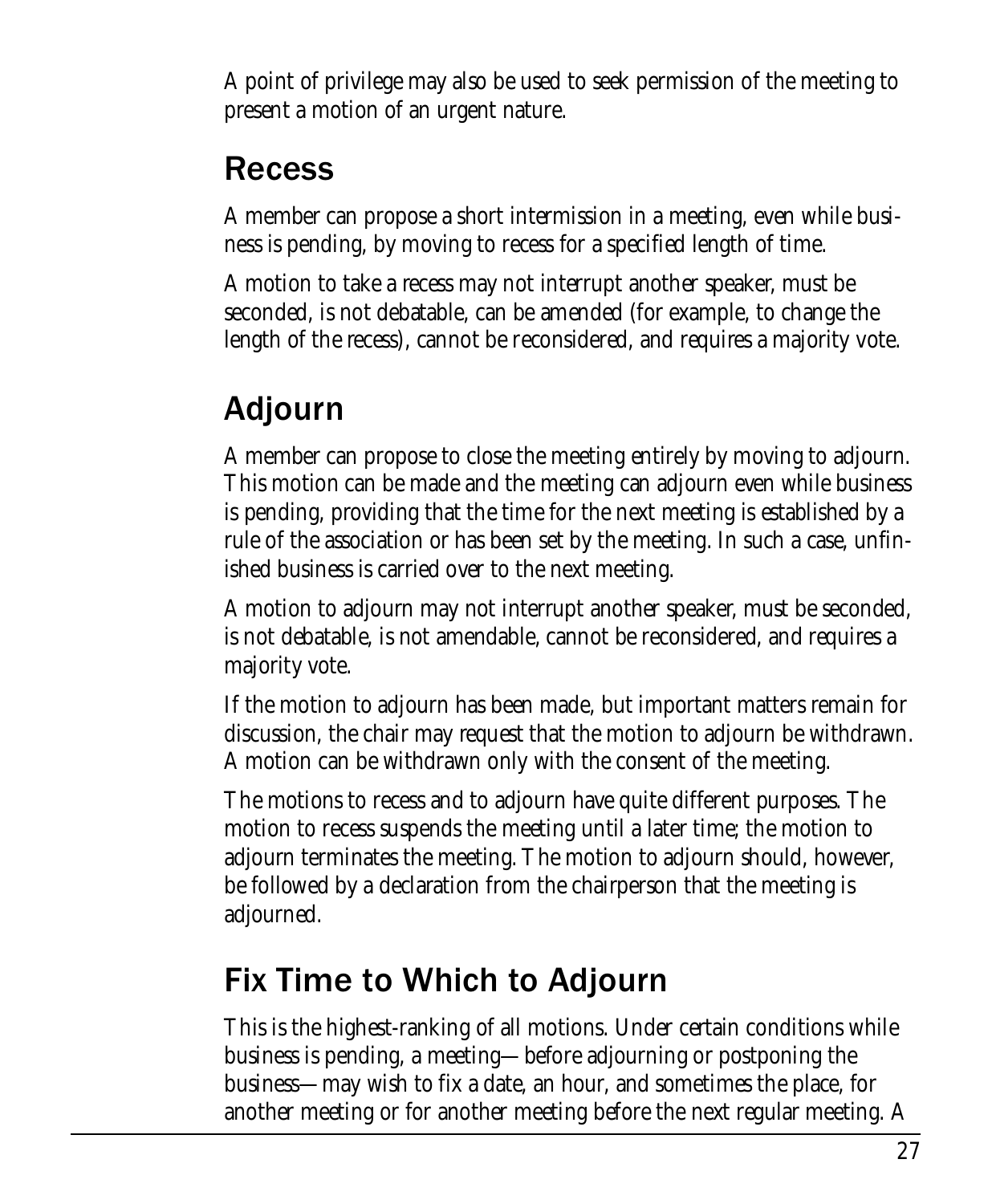A point of privilege may also be used to seek permission of the meeting to present a motion of an urgent nature.

## Recess

A member can propose a short intermission in a meeting, even while business is pending, by moving to recess for a specified length of time.

A motion to take a recess may not interrupt another speaker, must be seconded, is not debatable, can be amended (for example, to change the length of the recess), cannot be reconsidered, and requires a majority vote.

## Adjourn

A member can propose to close the meeting entirely by moving to adjourn. This motion can be made and the meeting can adjourn even while business is pending, providing that the time for the next meeting is established by a rule of the association or has been set by the meeting. In such a case, unfinished business is carried over to the next meeting.

A motion to adjourn may not interrupt another speaker, must be seconded, is not debatable, is not amendable, cannot be reconsidered, and requires a majority vote.

If the motion to adjourn has been made, but important matters remain for discussion, the chair may request that the motion to adjourn be withdrawn. A motion can be withdrawn only with the consent of the meeting.

The motions to recess and to adjourn have quite different purposes. The motion to recess suspends the meeting until a later time; the motion to adjourn terminates the meeting. The motion to adjourn should, however, be followed by a declaration from the chairperson that the meeting is adjourned.

## Fix Time to Which to Adjourn

This is the highest-ranking of all motions. Under certain conditions while business is pending, a meeting—before adjourning or postponing the business—may wish to fix a date, an hour, and sometimes the place, for another meeting or for another meeting before the next regular meeting. A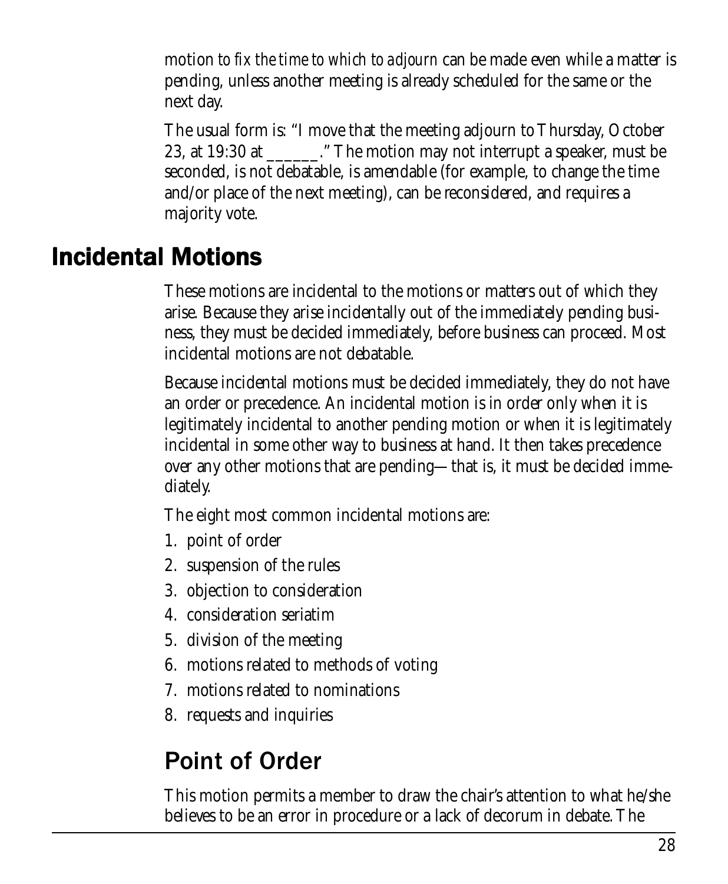*motion to fix the time to which to adjourn* can be made even while a matter is pending, unless another meeting is already scheduled for the same or the next day.

The usual form is: "I move that the meeting adjourn to Thursday, October 23, at 19:30 at ______." The motion may not interrupt a speaker, must be seconded, is not debatable, is amendable (for example, to change the time and/or place of the next meeting), can be reconsidered, and requires a majority vote.

# Incidental Motions

These motions are incidental to the motions or matters out of which they arise. Because they arise incidentally out of the immediately pending business, they must be decided immediately, before business can proceed. Most incidental motions are not debatable.

Because incidental motions must be decided immediately, they do not have an order or precedence. An incidental motion is in order only when it is legitimately incidental to another pending motion or when it is legitimately incidental in some other way to business at hand. It then takes precedence over any other motions that are pending—that is, it must be decided immediately.

The eight most common incidental motions are:

1. point of order
2. suspension of the rules
3. objection to consideration
4. consideration seriatim
5. division of the meeting
6. motions related to methods of voting
7. motions related to nominations
8. requests and inquiries

## Point of Order

This motion permits a member to draw the chair's attention to what he/she believes to be an error in procedure or a lack of decorum in debate. The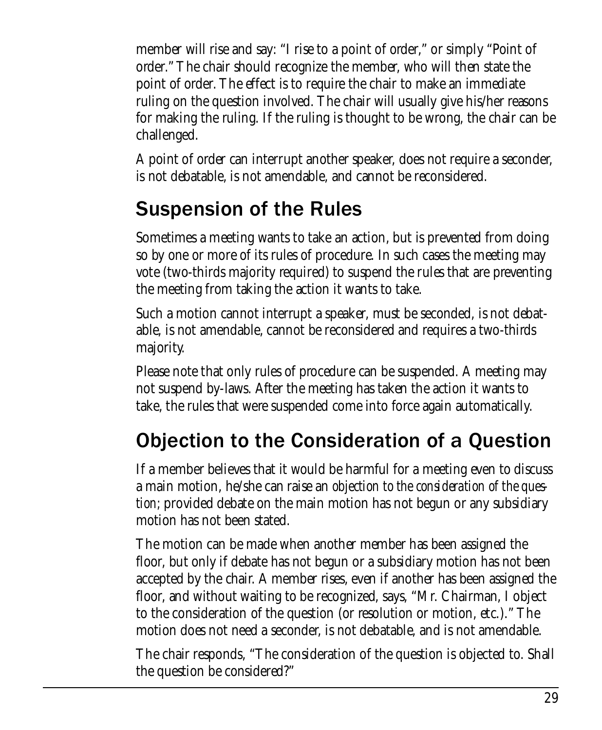member will rise and say: "I rise to a point of order," or simply "Point of order." The chair should recognize the member, who will then state the point of order. The effect is to require the chair to make an immediate ruling on the question involved. The chair will usually give his/her reasons for making the ruling. If the ruling is thought to be wrong, the chair can be challenged.

A point of order can interrupt another speaker, does not require a seconder, is not debatable, is not amendable, and cannot be reconsidered.

## Suspension of the Rules

Sometimes a meeting wants to take an action, but is prevented from doing so by one or more of its rules of procedure. In such cases the meeting may vote (two-thirds majority required) to suspend the rules that are preventing the meeting from taking the action it wants to take.

Such a motion cannot interrupt a speaker, must be seconded, is not debatable, is not amendable, cannot be reconsidered and requires a two-thirds majority.

Please note that only rules of procedure can be suspended. A meeting may not suspend by-laws. After the meeting has taken the action it wants to take, the rules that were suspended come into force again automatically.

## Objection to the Consideration of a Question

If a member believes that it would be harmful for a meeting even to discuss a main motion, he/she can raise an *objection to the consideration of the question;* provided debate on the main motion has not begun or any subsidiary motion has not been stated.

The motion can be made when another member has been assigned the floor, but only if debate has not begun or a subsidiary motion has not been accepted by the chair. A member rises, even if another has been assigned the floor, and without waiting to be recognized, says, "Mr. Chairman, I object to the consideration of the question (or resolution or motion, etc.)." The motion does not need a seconder, is not debatable, and is not amendable.

The chair responds, "The consideration of the question is objected to. Shall the question be considered?"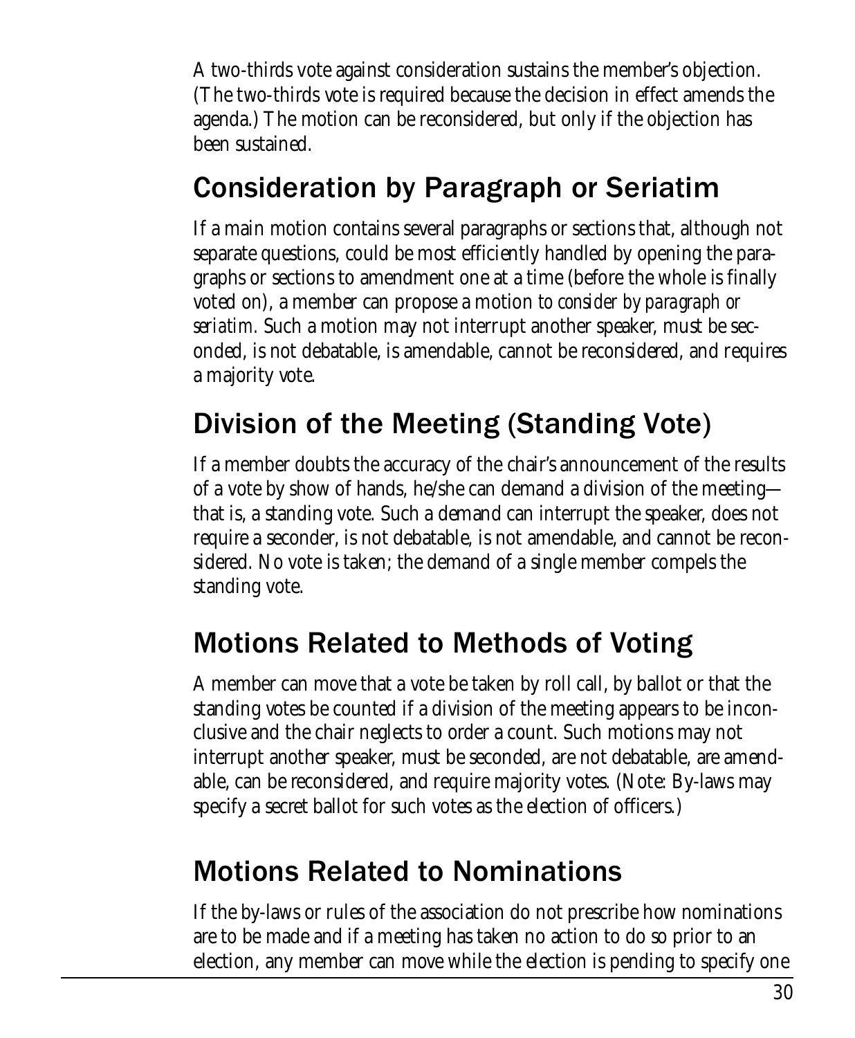A two-thirds vote against consideration sustains the member's objection. (The two-thirds vote is required because the decision in effect amends the agenda.) The motion can be reconsidered, but only if the objection has been sustained.

## Consideration by Paragraph or Seriatim

If a main motion contains several paragraphs or sections that, although not separate questions, could be most efficiently handled by opening the paragraphs or sections to amendment one at a time (before the whole is finally voted on), a member can propose a motion *to consider by paragraph or seriatim*. Such a motion may not interrupt another speaker, must be seconded, is not debatable, is amendable, cannot be reconsidered, and requires a majority vote.

## Division of the Meeting (Standing Vote)

If a member doubts the accuracy of the chair's announcement of the results of a vote by show of hands, he/she can demand a division of the meeting—that is, a standing vote. Such a demand can interrupt the speaker, does not require a seconder, is not debatable, is not amendable, and cannot be reconsidered. No vote is taken; the demand of a single member compels the standing vote.

## Motions Related to Methods of Voting

A member can move that a vote be taken by roll call, by ballot or that the standing votes be counted if a division of the meeting appears to be inconclusive and the chair neglects to order a count. Such motions may not interrupt another speaker, must be seconded, are not debatable, are amendable, can be reconsidered, and require majority votes. (Note: By-laws may specify a secret ballot for such votes as the election of officers.)

## Motions Related to Nominations

If the by-laws or rules of the association do not prescribe how nominations are to be made and if a meeting has taken no action to do so prior to an election, any member can move while the election is pending to specify one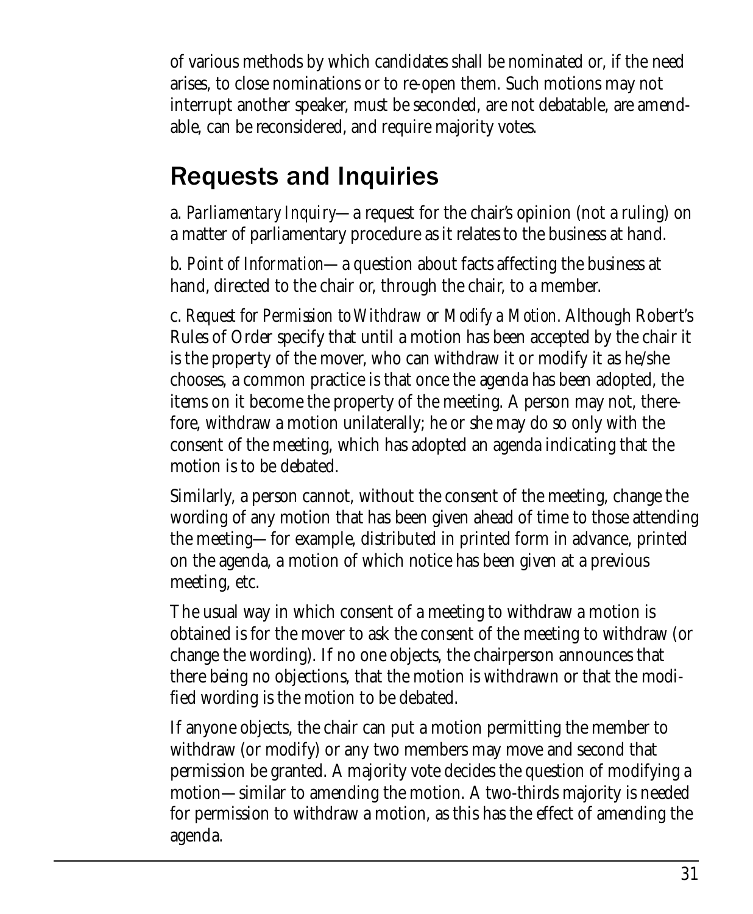of various methods by which candidates shall be nominated or, if the need arises, to close nominations or to re-open them. Such motions may not interrupt another speaker, must be seconded, are not debatable, are amendable, can be reconsidered, and require majority votes.

## Requests and Inquiries

a. *Parliamentary Inquiry*—a request for the chair's opinion (not a ruling) on a matter of parliamentary procedure as it relates to the business at hand.

b. *Point of Information*—a question about facts affecting the business at hand, directed to the chair or, through the chair, to a member.

c. *Request for Permission to Withdraw or Modify a Motion*. Although Robert's Rules of Order specify that until a motion has been accepted by the chair it is the property of the mover, who can withdraw it or modify it as he/she chooses, a common practice is that once the agenda has been adopted, the items on it become the property of the meeting. A person may not, therefore, withdraw a motion unilaterally; he or she may do so only with the consent of the meeting, which has adopted an agenda indicating that the motion is to be debated.

Similarly, a person cannot, without the consent of the meeting, change the wording of any motion that has been given ahead of time to those attending the meeting—for example, distributed in printed form in advance, printed on the agenda, a motion of which notice has been given at a previous meeting, etc.

The usual way in which consent of a meeting to withdraw a motion is obtained is for the mover to ask the consent of the meeting to withdraw (or change the wording). If no one objects, the chairperson announces that there being no objections, that the motion is withdrawn or that the modified wording is the motion to be debated.

If anyone objects, the chair can put a motion permitting the member to withdraw (or modify) or any two members may move and second that permission be granted. A majority vote decides the question of modifying a motion—similar to amending the motion. A two-thirds majority is needed for permission to withdraw a motion, as this has the effect of amending the agenda.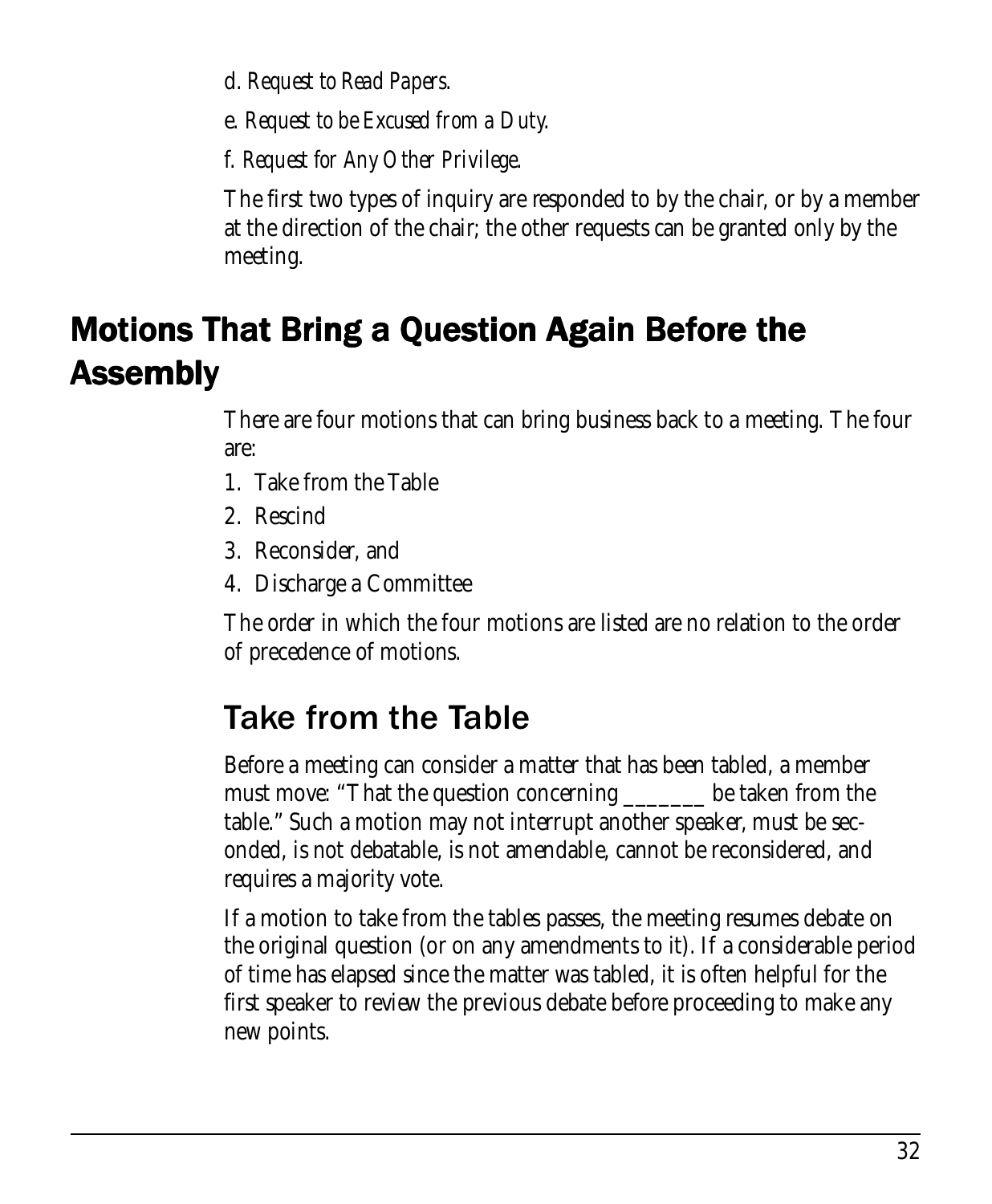d. *Request to Read Papers.*

e. *Request to be Excused from a Duty.*

f. *Request for Any Other Privilege.*

The first two types of inquiry are responded to by the chair, or by a member at the direction of the chair; the other requests can be granted only by the meeting.

## Motions That Bring a Question Again Before the Assembly

There are four motions that can bring business back to a meeting. The four are:

1. Take from the Table
2. Rescind
3. Reconsider, and
4. Discharge a Committee

The order in which the four motions are listed are no relation to the order of precedence of motions.

### Take from the Table

Before a meeting can consider a matter that has been tabled, a member must move: "That the question concerning _______ be taken from the table." Such a motion may not interrupt another speaker, must be seconded, is not debatable, is not amendable, cannot be reconsidered, and requires a majority vote.

If a motion to take from the tables passes, the meeting resumes debate on the original question (or on any amendments to it). If a considerable period of time has elapsed since the matter was tabled, it is often helpful for the first speaker to review the previous debate before proceeding to make any new points.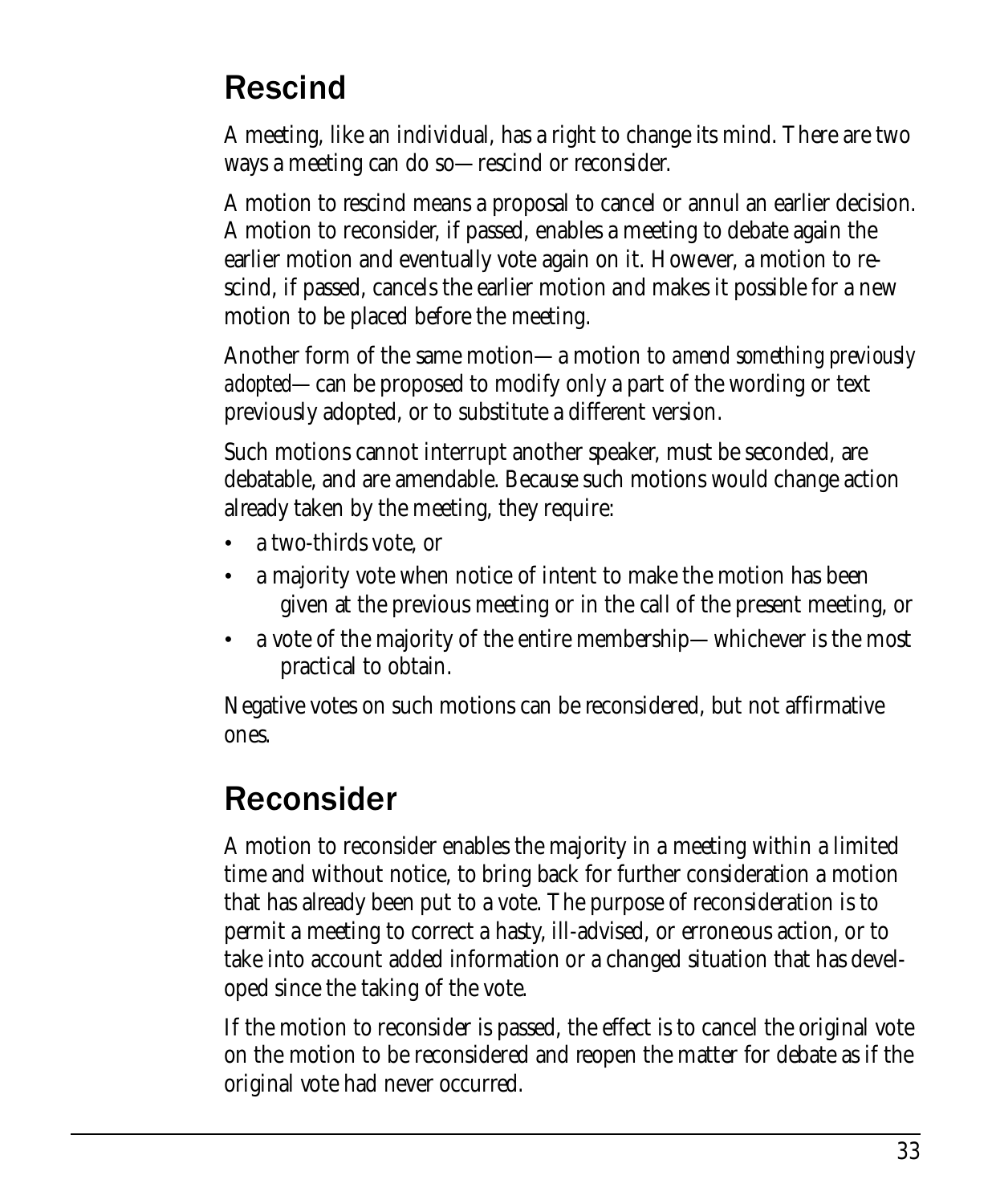## Rescind

A meeting, like an individual, has a right to change its mind. There are two ways a meeting can do so—rescind or reconsider.

A motion to rescind means a proposal to cancel or annul an earlier decision. A motion to reconsider, if passed, enables a meeting to debate again the earlier motion and eventually vote again on it. However, a motion to rescind, if passed, cancels the earlier motion and makes it possible for a new motion to be placed before the meeting.

Another form of the same motion—a motion to *amend something previously adopted*—can be proposed to modify only a part of the wording or text previously adopted, or to substitute a different version.

Such motions cannot interrupt another speaker, must be seconded, are debatable, and are amendable. Because such motions would change action already taken by the meeting, they require:

- a two-thirds vote, or
- a majority vote when notice of intent to make the motion has been given at the previous meeting or in the call of the present meeting, or
- a vote of the majority of the entire membership—whichever is the most practical to obtain.

Negative votes on such motions can be reconsidered, but not affirmative ones.

## Reconsider

A motion to reconsider enables the majority in a meeting within a limited time and without notice, to bring back for further consideration a motion that has already been put to a vote. The purpose of reconsideration is to permit a meeting to correct a hasty, ill-advised, or erroneous action, or to take into account added information or a changed situation that has developed since the taking of the vote.

If the motion to reconsider is passed, the effect is to cancel the original vote on the motion to be reconsidered and reopen the matter for debate as if the original vote had never occurred.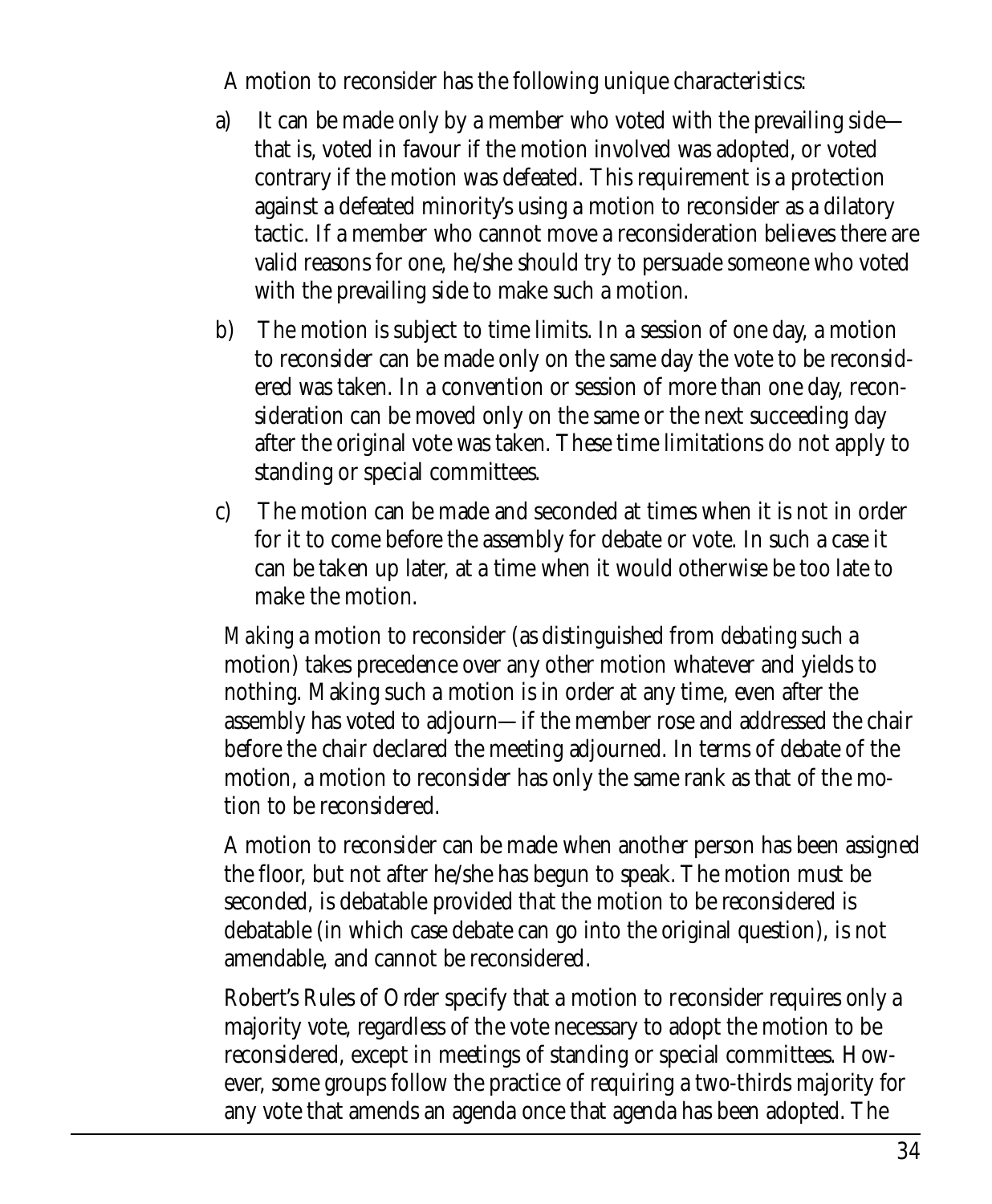A motion to reconsider has the following unique characteristics:

a) It can be made only by a member who voted with the prevailing side—that is, voted in favour if the motion involved was adopted, or voted contrary if the motion was defeated. This requirement is a protection against a defeated minority's using a motion to reconsider as a dilatory tactic. If a member who cannot move a reconsideration believes there are valid reasons for one, he/she should try to persuade someone who voted with the prevailing side to make such a motion.

b) The motion is subject to time limits. In a session of one day, a motion to reconsider can be made only on the same day the vote to be reconsidered was taken. In a convention or session of more than one day, reconsideration can be moved only on the same or the next succeeding day after the original vote was taken. These time limitations do not apply to standing or special committees.

c) The motion can be made and seconded at times when it is not in order for it to come before the assembly for debate or vote. In such a case it can be taken up later, at a time when it would otherwise be too late to make the motion.

*Making* a motion to reconsider (as distinguished from *debating* such a motion) takes precedence over any other motion whatever and yields to nothing. Making such a motion is in order at any time, even after the assembly has voted to adjourn—if the member rose and addressed the chair before the chair declared the meeting adjourned. In terms of debate of the motion, a motion to reconsider has only the same rank as that of the motion to be reconsidered.

A motion to reconsider can be made when another person has been assigned the floor, but not after he/she has begun to speak. The motion must be seconded, is debatable provided that the motion to be reconsidered is debatable (in which case debate can go into the original question), is not amendable, and cannot be reconsidered.

Robert's Rules of Order specify that a motion to reconsider requires only a majority vote, regardless of the vote necessary to adopt the motion to be reconsidered, except in meetings of standing or special committees. However, some groups follow the practice of requiring a two-thirds majority for any vote that amends an agenda once that agenda has been adopted. The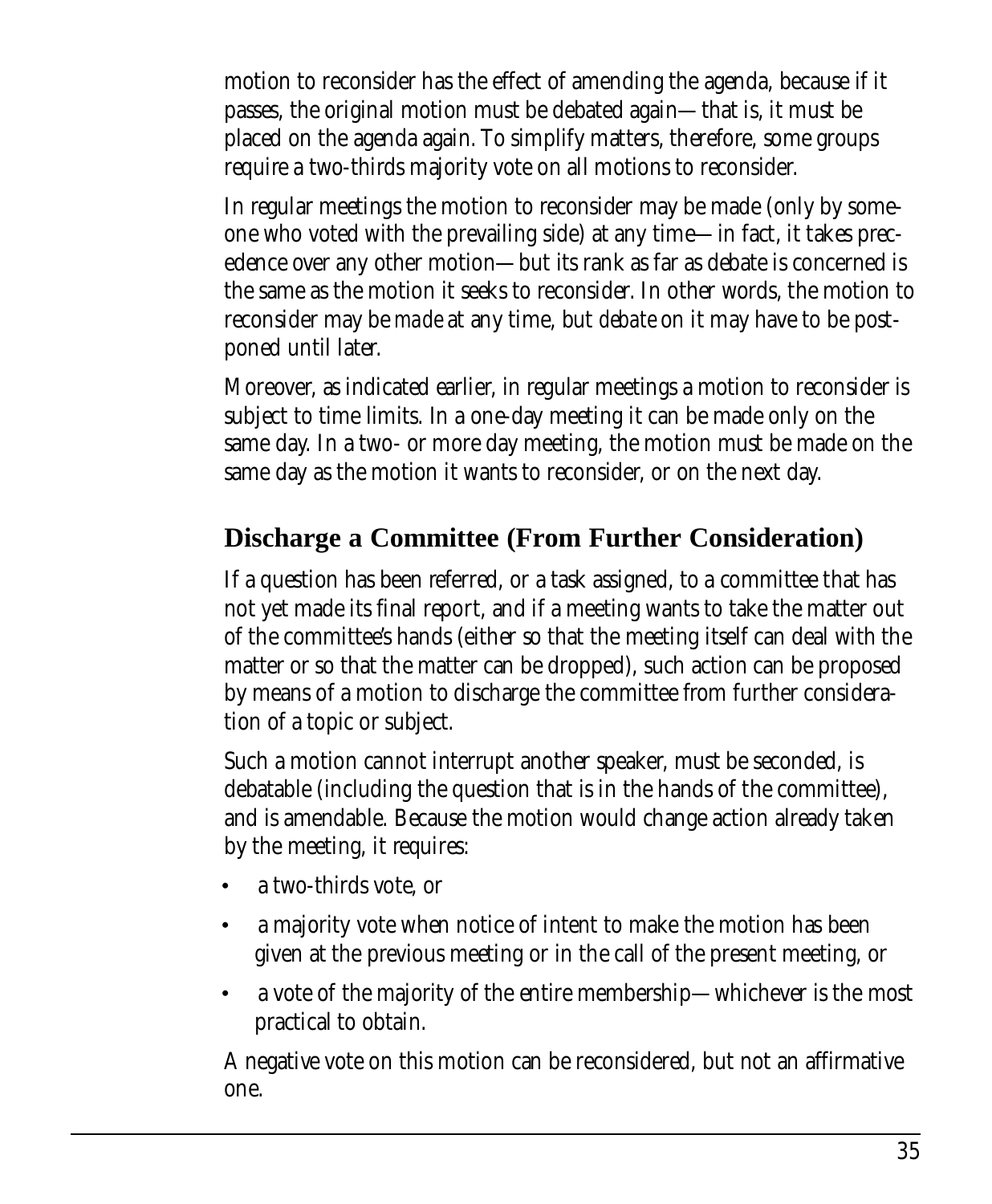motion to reconsider has the effect of amending the agenda, because if it passes, the original motion must be debated again—that is, it must be placed on the agenda again. To simplify matters, therefore, some groups require a two-thirds majority vote on all motions to reconsider.

In regular meetings the motion to reconsider may be made (only by someone who voted with the prevailing side) at any time—in fact, it takes precedence over any other motion—but its rank as far as debate is concerned is the same as the motion it seeks to reconsider. In other words, the motion to reconsider may be *made* at any time, but *debate* on it may have to be postponed until later.

Moreover, as indicated earlier, in regular meetings a motion to reconsider is subject to time limits. In a one-day meeting it can be made only on the same day. In a two- or more day meeting, the motion must be made on the same day as the motion it wants to reconsider, or on the next day.

## Discharge a Committee (From Further Consideration)

If a question has been referred, or a task assigned, to a committee that has not yet made its final report, and if a meeting wants to take the matter out of the committee's hands (either so that the meeting itself can deal with the matter or so that the matter can be dropped), such action can be proposed by means of a motion to discharge the committee from further consideration of a topic or subject.

Such a motion cannot interrupt another speaker, must be seconded, is debatable (including the question that is in the hands of the committee), and is amendable. Because the motion would change action already taken by the meeting, it requires:

- a two-thirds vote, or
- a majority vote when notice of intent to make the motion has been given at the previous meeting or in the call of the present meeting, or
- a vote of the majority of the entire membership—whichever is the most practical to obtain.

A negative vote on this motion can be reconsidered, but not an affirmative one.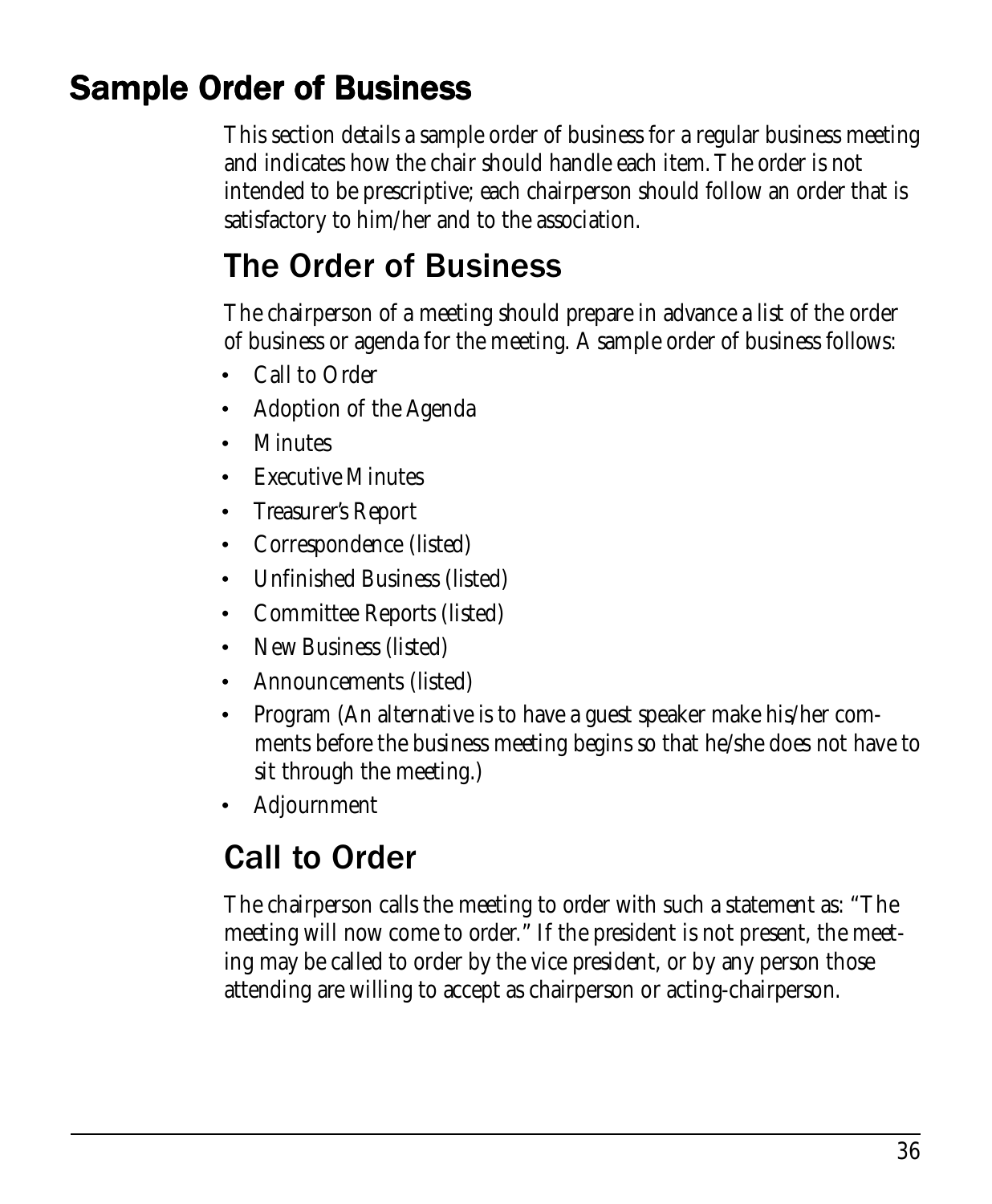# Sample Order of Business

This section details a sample order of business for a regular business meeting and indicates how the chair should handle each item. The order is not intended to be prescriptive; each chairperson should follow an order that is satisfactory to him/her and to the association.

## The Order of Business

The chairperson of a meeting should prepare in advance a list of the order of business or agenda for the meeting. A sample order of business follows:

- Call to Order
- Adoption of the Agenda
- Minutes
- Executive Minutes
- Treasurer's Report
- Correspondence (listed)
- Unfinished Business (listed)
- Committee Reports (listed)
- New Business (listed)
- Announcements (listed)
- Program (An alternative is to have a guest speaker make his/her comments before the business meeting begins so that he/she does not have to sit through the meeting.)
- Adjournment

## Call to Order

The chairperson calls the meeting to order with such a statement as: "The meeting will now come to order." If the president is not present, the meeting may be called to order by the vice president, or by any person those attending are willing to accept as chairperson or acting-chairperson.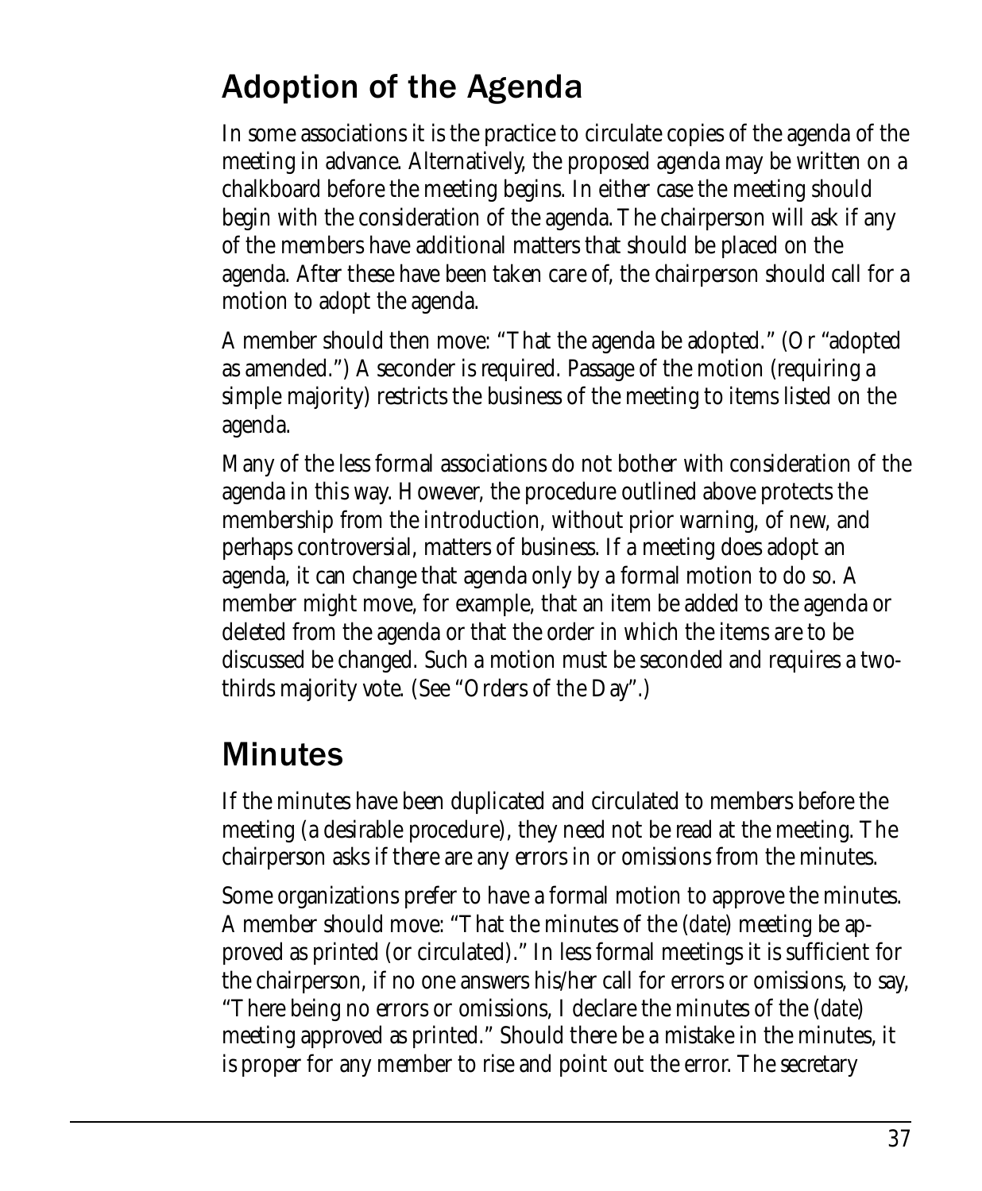## Adoption of the Agenda

In some associations it is the practice to circulate copies of the agenda of the meeting in advance. Alternatively, the proposed agenda may be written on a chalkboard before the meeting begins. In either case the meeting should begin with the consideration of the agenda. The chairperson will ask if any of the members have additional matters that should be placed on the agenda. After these have been taken care of, the chairperson should call for a motion to adopt the agenda.

A member should then move: "That the agenda be adopted." (Or "adopted as amended.") A seconder is required. Passage of the motion (requiring a simple majority) restricts the business of the meeting to items listed on the agenda.

Many of the less formal associations do not bother with consideration of the agenda in this way. However, the procedure outlined above protects the membership from the introduction, without prior warning, of new, and perhaps controversial, matters of business. If a meeting does adopt an agenda, it can change that agenda only by a formal motion to do so. A member might move, for example, that an item be added to the agenda or deleted from the agenda or that the order in which the items are to be discussed be changed. Such a motion must be seconded and requires a two-thirds majority vote. (See "Orders of the Day".)

## Minutes

If the minutes have been duplicated and circulated to members before the meeting (a desirable procedure), they need not be read at the meeting. The chairperson asks if there are any errors in or omissions from the minutes.

Some organizations prefer to have a formal motion to approve the minutes. A member should move: "That the minutes of the (*date*) meeting be approved as printed (or circulated)." In less formal meetings it is sufficient for the chairperson, if no one answers his/her call for errors or omissions, to say, "There being no errors or omissions, I declare the minutes of the (*date*) meeting approved as printed." Should there be a mistake in the minutes, it is proper for any member to rise and point out the error. The secretary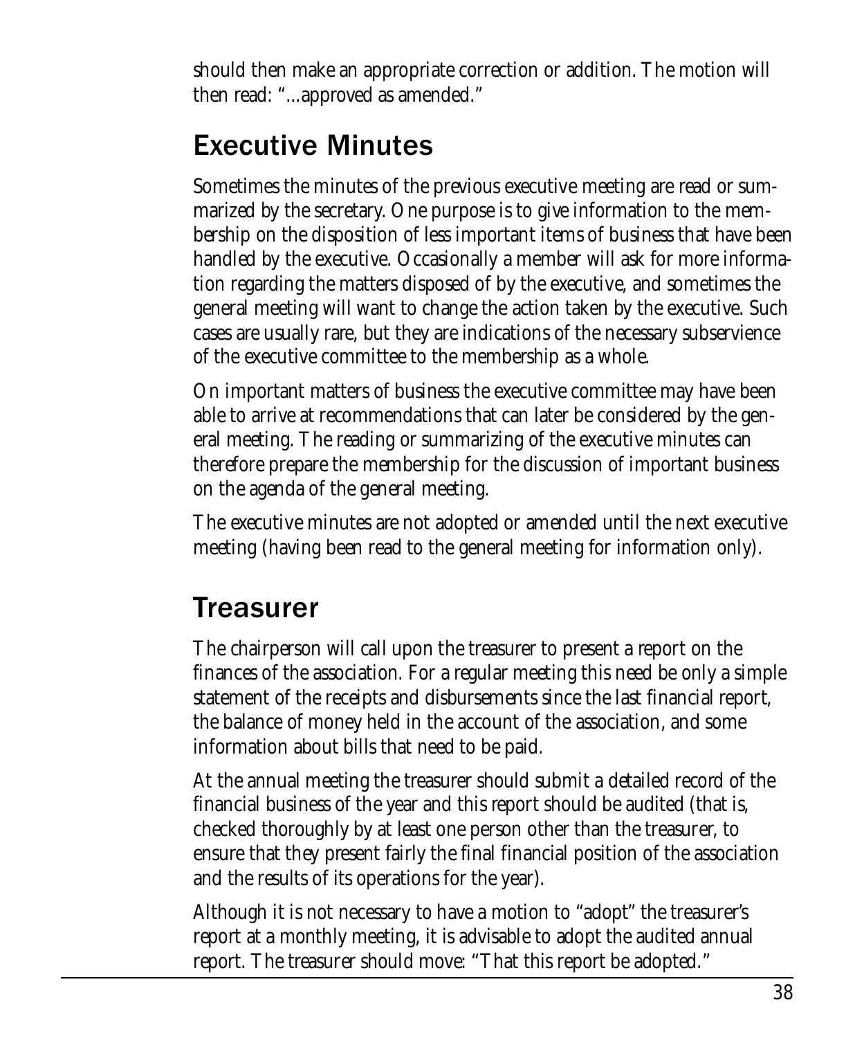should then make an appropriate correction or addition. The motion will then read: "...approved as amended."

## Executive Minutes

Sometimes the minutes of the previous executive meeting are read or summarized by the secretary. One purpose is to give information to the membership on the disposition of less important items of business that have been handled by the executive. Occasionally a member will ask for more information regarding the matters disposed of by the executive, and sometimes the general meeting will want to change the action taken by the executive. Such cases are usually rare, but they are indications of the necessary subservience of the executive committee to the membership as a whole.

On important matters of business the executive committee may have been able to arrive at recommendations that can later be considered by the general meeting. The reading or summarizing of the executive minutes can therefore prepare the membership for the discussion of important business on the agenda of the general meeting.

The executive minutes are not adopted or amended until the next executive meeting (having been read to the general meeting for information only).

## Treasurer

The chairperson will call upon the treasurer to present a report on the finances of the association. For a regular meeting this need be only a simple statement of the receipts and disbursements since the last financial report, the balance of money held in the account of the association, and some information about bills that need to be paid.

At the annual meeting the treasurer should submit a detailed record of the financial business of the year and this report should be audited (that is, checked thoroughly by at least one person other than the treasurer, to ensure that they present fairly the final financial position of the association and the results of its operations for the year).

Although it is not necessary to have a motion to "adopt" the treasurer's report at a monthly meeting, it is advisable to adopt the audited annual report. The treasurer should move: "That this report be adopted."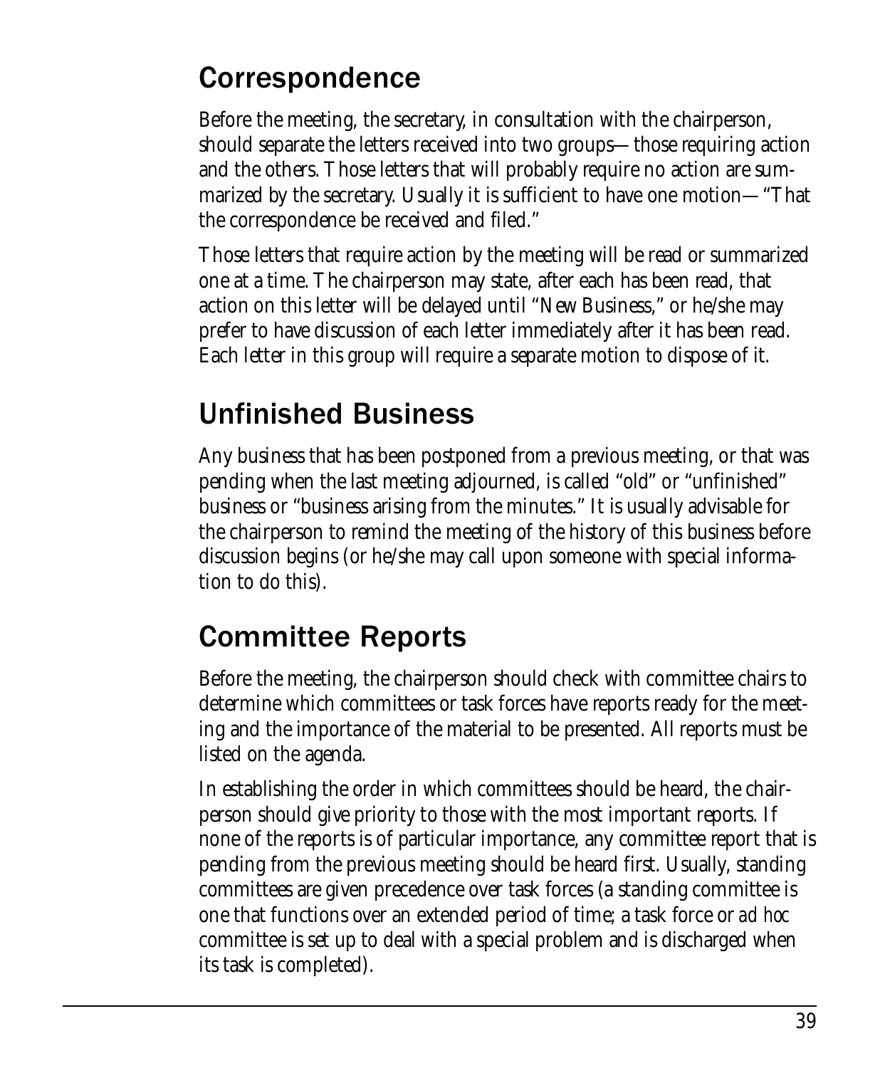## Correspondence

Before the meeting, the secretary, in consultation with the chairperson, should separate the letters received into two groups—those requiring action and the others. Those letters that will probably require no action are summarized by the secretary. Usually it is sufficient to have one motion—"That the correspondence be received and filed."

Those letters that require action by the meeting will be read or summarized one at a time. The chairperson may state, after each has been read, that action on this letter will be delayed until "New Business," or he/she may prefer to have discussion of each letter immediately after it has been read. Each letter in this group will require a separate motion to dispose of it.

## Unfinished Business

Any business that has been postponed from a previous meeting, or that was pending when the last meeting adjourned, is called "old" or "unfinished" business or "business arising from the minutes." It is usually advisable for the chairperson to remind the meeting of the history of this business before discussion begins (or he/she may call upon someone with special information to do this).

## Committee Reports

Before the meeting, the chairperson should check with committee chairs to determine which committees or task forces have reports ready for the meeting and the importance of the material to be presented. All reports must be listed on the agenda.

In establishing the order in which committees should be heard, the chairperson should give priority to those with the most important reports. If none of the reports is of particular importance, any committee report that is pending from the previous meeting should be heard first. Usually, standing committees are given precedence over task forces (a standing committee is one that functions over an extended period of time; a task force or *ad hoc* committee is set up to deal with a special problem and is discharged when its task is completed).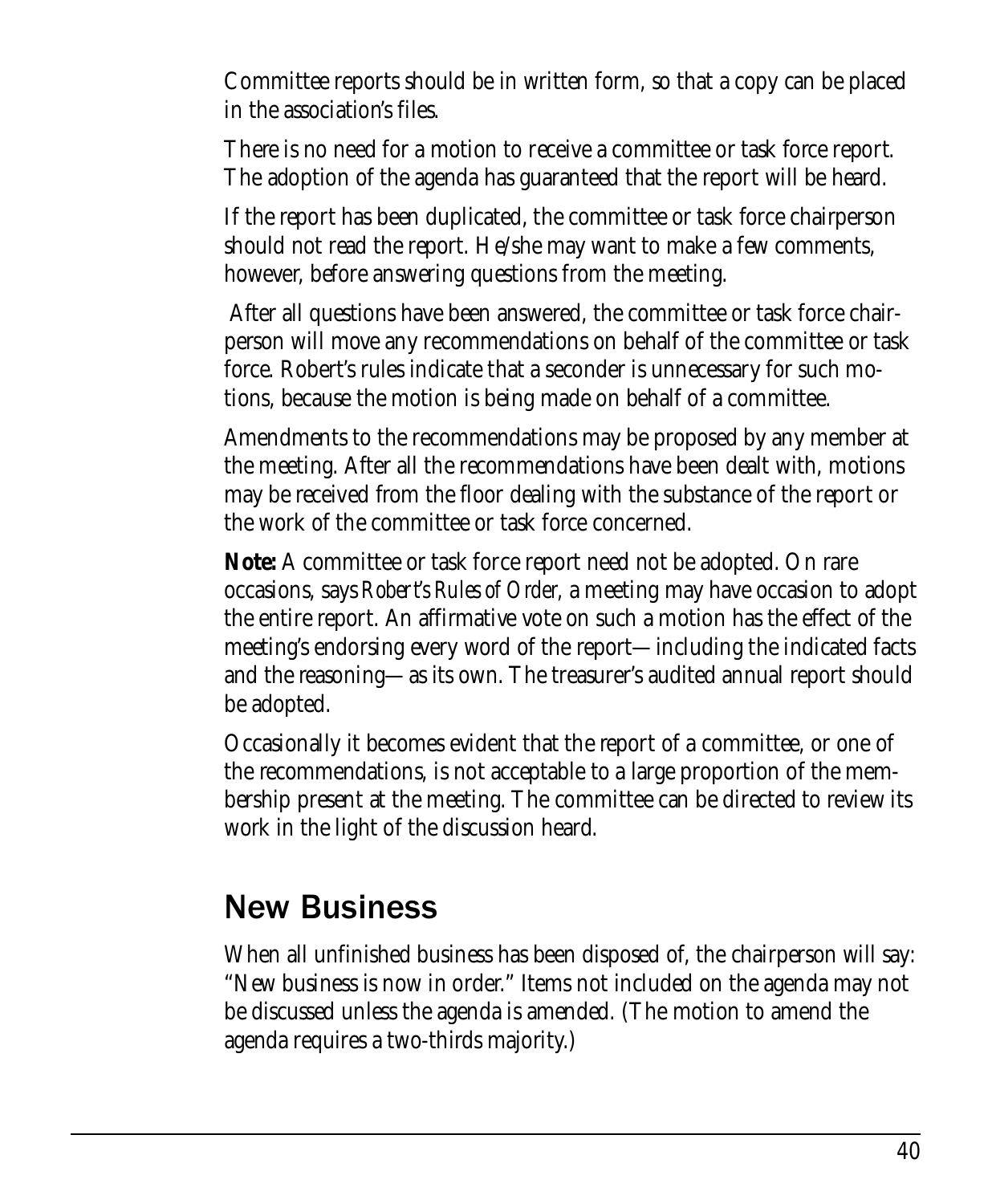Committee reports should be in written form, so that a copy can be placed in the association's files.

There is no need for a motion to receive a committee or task force report. The adoption of the agenda has guaranteed that the report will be heard.

If the report has been duplicated, the committee or task force chairperson should not read the report. He/she may want to make a few comments, however, before answering questions from the meeting.

After all questions have been answered, the committee or task force chairperson will move any recommendations on behalf of the committee or task force. Robert's rules indicate that a seconder is unnecessary for such motions, because the motion is being made on behalf of a committee.

Amendments to the recommendations may be proposed by any member at the meeting. After all the recommendations have been dealt with, motions may be received from the floor dealing with the substance of the report or the work of the committee or task force concerned.

**Note:** A committee or task force report need not be adopted. On rare occasions, says *Robert's Rules of Order*, a meeting may have occasion to adopt the entire report. An affirmative vote on such a motion has the effect of the meeting's endorsing every word of the report—including the indicated facts and the reasoning—as its own. The treasurer's audited annual report should be adopted.

Occasionally it becomes evident that the report of a committee, or one of the recommendations, is not acceptable to a large proportion of the membership present at the meeting. The committee can be directed to review its work in the light of the discussion heard.

## New Business

When all unfinished business has been disposed of, the chairperson will say: "New business is now in order." Items not included on the agenda may not be discussed unless the agenda is amended. (The motion to amend the agenda requires a two-thirds majority.)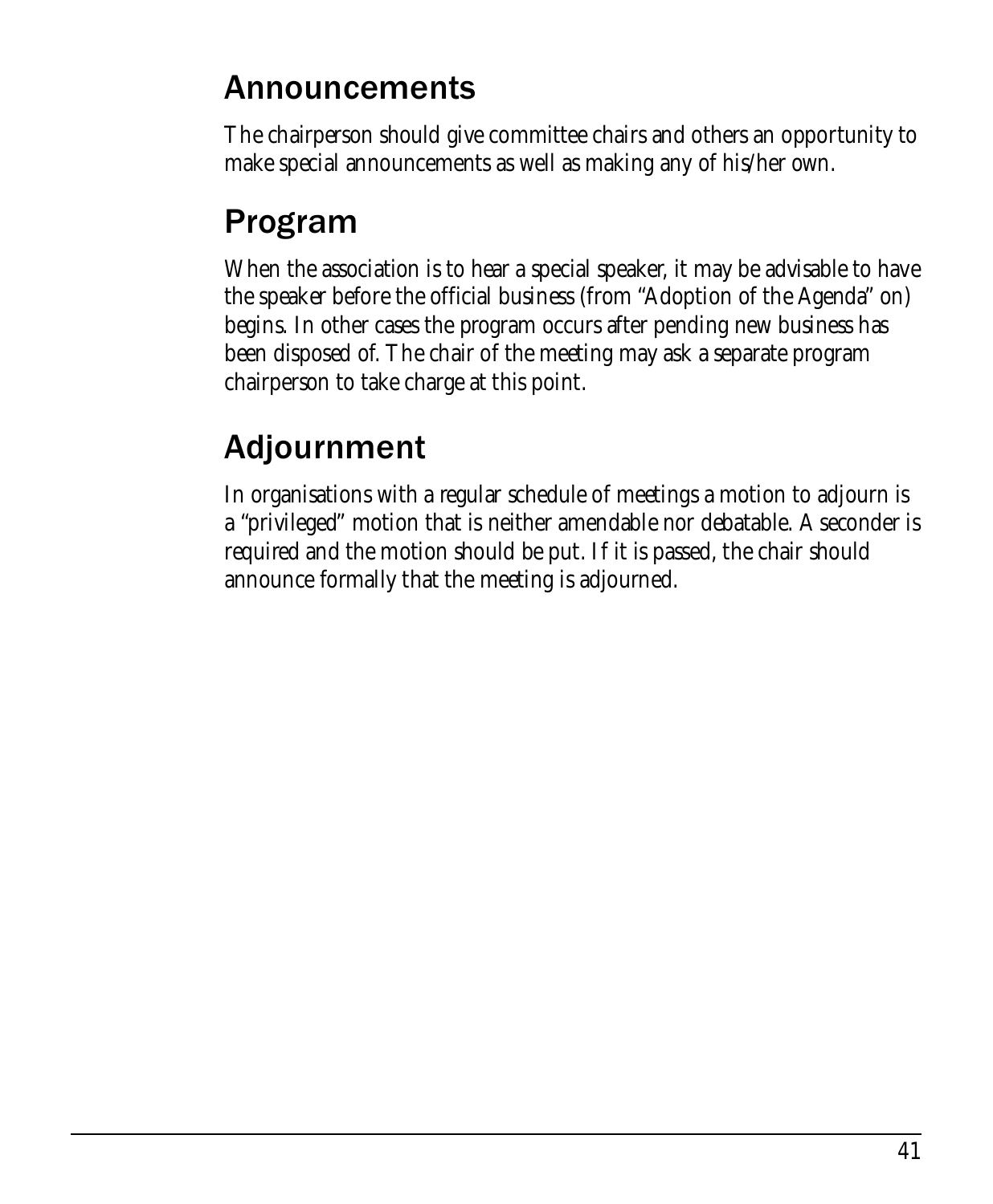## Announcements

The chairperson should give committee chairs and others an opportunity to make special announcements as well as making any of his/her own.

## Program

When the association is to hear a special speaker, it may be advisable to have the speaker before the official business (from "Adoption of the Agenda" on) begins. In other cases the program occurs after pending new business has been disposed of. The chair of the meeting may ask a separate program chairperson to take charge at this point.

## Adjournment

In organisations with a regular schedule of meetings a motion to adjourn is a "privileged" motion that is neither amendable nor debatable. A seconder is required and the motion should be put. If it is passed, the chair should announce formally that the meeting is adjourned.